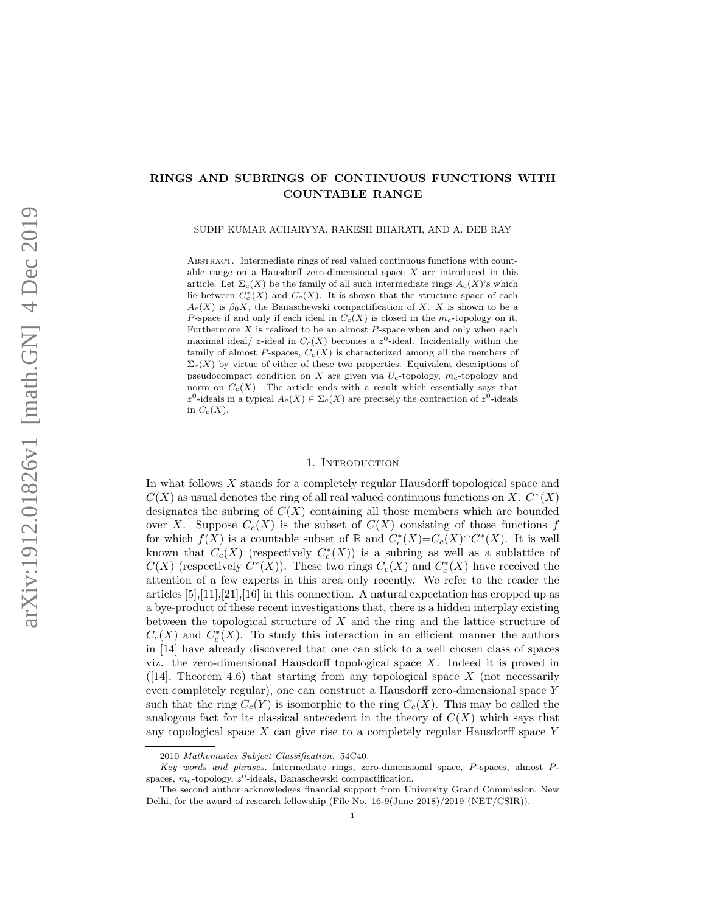# RINGS AND SUBRINGS OF CONTINUOUS FUNCTIONS WITH COUNTABLE RANGE

SUDIP KUMAR ACHARYYA, RAKESH BHARATI, AND A. DEB RAY

Abstract. Intermediate rings of real valued continuous functions with countable range on a Hausdorff zero-dimensional space $X$ are introduced in this article. Let $\Sigma_c(X)$ be the family of all such intermediate rings $A_c(X)$'s which lie between $C_c^*(X)$ and $C_c(X)$. It is shown that the structure space of each $A_c(X)$ is $\beta_0 X$, the Banaschewski compactification of $X$. $X$ is shown to be a $P$-space if and only if each ideal in $C_c(X)$ is closed in the $m_c$-topology on it. Furthermore $X$ is realized to be an almost $P$-space when and only when each maximal ideal/ $z$-ideal in $C_c(X)$ becomes a $z^0$-ideal. Incidentally within the family of almost $P$-spaces, $C_c(X)$ is characterized among all the members of $\Sigma_c(X)$ by virtue of either of these two properties. Equivalent descriptions of pseudocompact condition on $X$ are given via $U_c$-topology, $m_c$-topology and norm on $C_c(X)$. The article ends with a result which essentially says that $z^0$-ideals in a typical $A_c(X) \in \Sigma_c(X)$ are precisely the contraction of $z^0$-ideals in $C_c(X)$.

## 1. Introduction

In what follows $X$ stands for a completely regular Hausdorff topological space and $C(X)$ as usual denotes the ring of all real valued continuous functions on $X$. $C^*(X)$ designates the subring of $C(X)$ containing all those members which are bounded over $X$. Suppose $C_c(X)$ is the subset of $C(X)$ consisting of those functions $f$ for which $f(X)$ is a countable subset of $\mathbb{R}$ and $C_c^*(X)=C_c(X)\cap C^*(X)$. It is well known that $C_c(X)$ (respectively $C_c^*(X)$) is a subring as well as a sublattice of $C(X)$ (respectively $C^*(X)$). These two rings $C_c(X)$ and $C_c^*(X)$ have received the attention of a few experts in this area only recently. We refer to the reader the articles [5],[11],[21],[16] in this connection. A natural expectation has cropped up as a bye-product of these recent investigations that, there is a hidden interplay existing between the topological structure of $X$ and the ring and the lattice structure of $C_c(X)$ and $C_c^*(X)$. To study this interaction in an efficient manner the authors in [14] have already discovered that one can stick to a well chosen class of spaces viz. the zero-dimensional Hausdorff topological space $X$. Indeed it is proved in ([14], Theorem 4.6) that starting from any topological space $X$ (not necessarily even completely regular), one can construct a Hausdorff zero-dimensional space $Y$ such that the ring $C_c(Y)$ is isomorphic to the ring $C_c(X)$. This may be called the analogous fact for its classical antecedent in the theory of $C(X)$ which says that any topological space $X$ can give rise to a completely regular Hausdorff space $Y$

---

2010 *Mathematics Subject Classification.* 54C40.

*Key words and phrases.* Intermediate rings, zero-dimensional space, $P$-spaces, almost $P$-spaces, $m_c$-topology, $z^0$-ideals, Banaschewski compactification.

The second author acknowledges financial support from University Grand Commission, New Delhi, for the award of research fellowship (File No. 16-9(June 2018)/2019 (NET/CSIR)).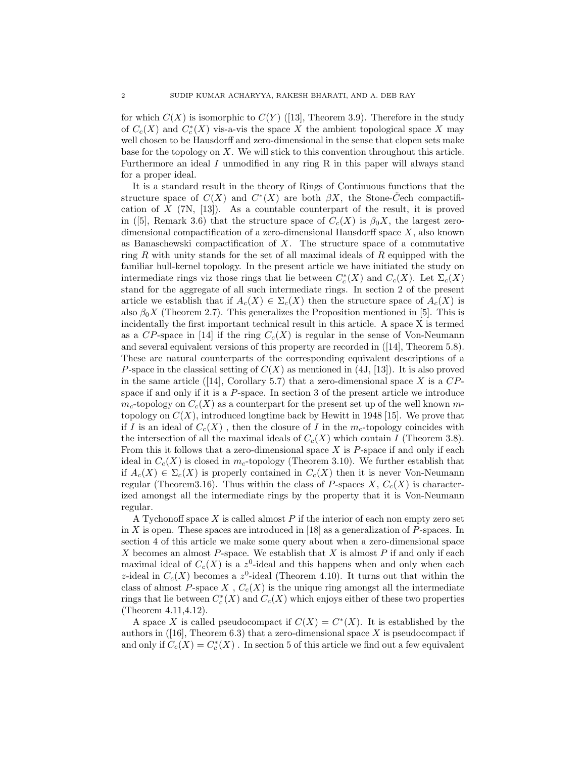for which $C(X)$ is isomorphic to $C(Y)$ ([13], Theorem 3.9). Therefore in the study of $C_c(X)$ and $C_c^*(X)$ vis-a-vis the space $X$ the ambient topological space $X$ may well chosen to be Hausdorff and zero-dimensional in the sense that clopen sets make base for the topology on $X$. We will stick to this convention throughout this article. Furthermore an ideal $I$ unmodified in any ring R in this paper will always stand for a proper ideal.

It is a standard result in the theory of Rings of Continuous functions that the structure space of $C(X)$ and $C^*(X)$ are both $\beta X$, the Stone-Čech compactification of $X$ (7N, [13]). As a countable counterpart of the result, it is proved in ([5], Remark 3.6) that the structure space of $C_c(X)$ is $\beta_0 X$, the largest zero-dimensional compactification of a zero-dimensional Hausdorff space $X$, also known as Banaschewski compactification of $X$. The structure space of a commutative ring $R$ with unity stands for the set of all maximal ideals of $R$ equipped with the familiar hull-kernel topology. In the present article we have initiated the study on intermediate rings viz those rings that lie between $C_c^*(X)$ and $C_c(X)$. Let $\Sigma_c(X)$ stand for the aggregate of all such intermediate rings. In section 2 of the present article we establish that if $A_c(X) \in \Sigma_c(X)$ then the structure space of $A_c(X)$ is also $\beta_0 X$ (Theorem 2.7). This generalizes the Proposition mentioned in [5]. This is incidentally the first important technical result in this article. A space X is termed as a $CP$-space in [14] if the ring $C_c(X)$ is regular in the sense of Von-Neumann and several equivalent versions of this property are recorded in ([14], Theorem 5.8). These are natural counterparts of the corresponding equivalent descriptions of a $P$-space in the classical setting of $C(X)$ as mentioned in (4J, [13]). It is also proved in the same article ([14], Corollary 5.7) that a zero-dimensional space $X$ is a $CP$-space if and only if it is a $P$-space. In section 3 of the present article we introduce $m_c$-topology on $C_c(X)$ as a counterpart for the present set up of the well known $m$-topology on $C(X)$, introduced longtime back by Hewitt in 1948 [15]. We prove that if $I$ is an ideal of $C_c(X)$ , then the closure of $I$ in the $m_c$-topology coincides with the intersection of all the maximal ideals of $C_c(X)$ which contain $I$ (Theorem 3.8). From this it follows that a zero-dimensional space $X$ is $P$-space if and only if each ideal in $C_c(X)$ is closed in $m_c$-topology (Theorem 3.10). We further establish that if $A_c(X) \in \Sigma_c(X)$ is properly contained in $C_c(X)$ then it is never Von-Neumann regular (Theorem3.16). Thus within the class of $P$-spaces $X$, $C_c(X)$ is characterized amongst all the intermediate rings by the property that it is Von-Neumann regular.

A Tychonoff space $X$ is called almost $P$ if the interior of each non empty zero set in $X$ is open. These spaces are introduced in [18] as a generalization of $P$-spaces. In section 4 of this article we make some query about when a zero-dimensional space $X$ becomes an almost $P$-space. We establish that $X$ is almost $P$ if and only if each maximal ideal of $C_c(X)$ is a $z^0$-ideal and this happens when and only when each $z$-ideal in $C_c(X)$ becomes a $z^0$-ideal (Theorem 4.10). It turns out that within the class of almost $P$-space $X$ , $C_c(X)$ is the unique ring amongst all the intermediate rings that lie between $C_c^*(X)$ and $C_c(X)$ which enjoys either of these two properties (Theorem 4.11,4.12).

A space $X$ is called pseudocompact if $C(X) = C^*(X)$. It is established by the authors in ([16], Theorem 6.3) that a zero-dimensional space $X$ is pseudocompact if and only if $C_c(X) = C_c^*(X)$ . In section 5 of this article we find out a few equivalent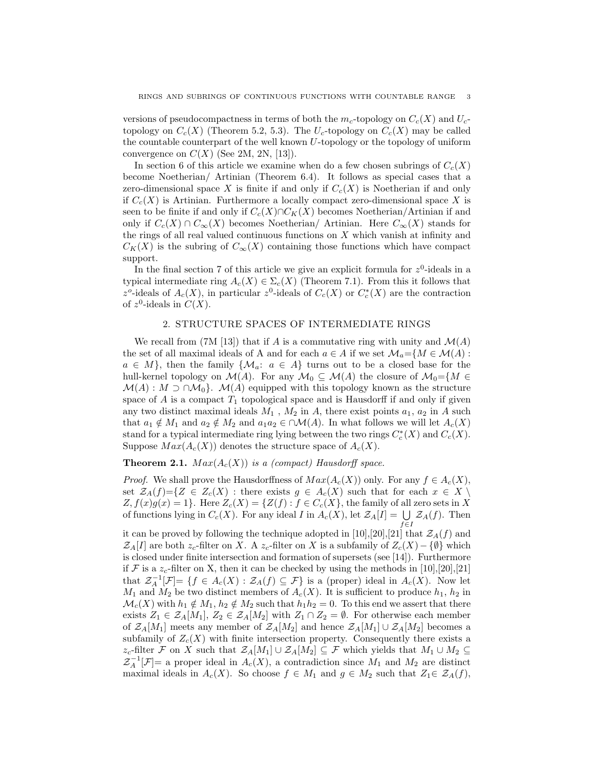versions of pseudocompactness in terms of both the $m_c$-topology on $C_c(X)$ and $U_c$-topology on $C_c(X)$ (Theorem 5.2, 5.3). The $U_c$-topology on $C_c(X)$ may be called the countable counterpart of the well known $U$-topology or the topology of uniform convergence on $C(X)$ (See 2M, 2N, [13]).

In section 6 of this article we examine when do a few chosen subrings of $C_c(X)$ become Noetherian/ Artinian (Theorem 6.4). It follows as special cases that a zero-dimensional space $X$ is finite if and only if $C_c(X)$ is Noetherian if and only if $C_c(X)$ is Artinian. Furthermore a locally compact zero-dimensional space $X$ is seen to be finite if and only if $C_c(X) \cap C_K(X)$ becomes Noetherian/Artinian if and only if $C_c(X) \cap C_\infty(X)$ becomes Noetherian/ Artinian. Here $C_\infty(X)$ stands for the rings of all real valued continuous functions on $X$ which vanish at infinity and $C_K(X)$ is the subring of $C_\infty(X)$ containing those functions which have compact support.

In the final section 7 of this article we give an explicit formula for $z^0$-ideals in a typical intermediate ring $A_c(X) \in \Sigma_c(X)$ (Theorem 7.1). From this it follows that $z^o$-ideals of $A_c(X)$, in particular $z^0$-ideals of $C_c(X)$ or $C_c^*(X)$ are the contraction of $z^0$-ideals in $C(X)$.

## 2. Structure spaces of intermediate rings

We recall from (7M [13]) that if $A$ is a commutative ring with unity and $\mathcal{M}(A)$ the set of all maximal ideals of A and for each $a \in A$ if we set $\mathcal{M}_a = \{M \in \mathcal{M}(A) : a \in M\}$, then the family $\{\mathcal{M}_a\colon a \in A\}$ turns out to be a closed base for the hull-kernel topology on $\mathcal{M}(A)$. For any $\mathcal{M}_0 \subseteq \mathcal{M}(A)$ the closure of $\mathcal{M}_0 = \{M \in \mathcal{M}(A) : M \supset \cap \mathcal{M}_0\}$. $\mathcal{M}(A)$ equipped with this topology known as the structure space of $A$ is a compact $T_1$ topological space and is Hausdorff if and only if given any two distinct maximal ideals $M_1$ , $M_2$ in $A$, there exist points $a_1$, $a_2$ in $A$ such that $a_1 \notin M_1$ and $a_2 \notin M_2$ and $a_1 a_2 \in \cap \mathcal{M}(A)$. In what follows we will let $A_c(X)$ stand for a typical intermediate ring lying between the two rings $C_c^*(X)$ and $C_c(X)$. Suppose $Max(A_c(X))$ denotes the structure space of $A_c(X)$.

**Theorem 2.1.** *$Max(A_c(X))$ is a (compact) Hausdorff space.*

*Proof.* We shall prove the Hausdorffness of $Max(A_c(X))$ only. For any $f \in A_c(X)$, set $\mathcal{Z}_A(f) = \{Z \in Z_c(X) :$ there exists $g \in A_c(X)$ such that for each $x \in X \setminus Z, f(x)g(x) = 1\}$. Here $Z_c(X) = \{Z(f) : f \in C_c(X)\}$, the family of all zero sets in $X$ of functions lying in $C_c(X)$. For any ideal $I$ in $A_c(X)$, let $\mathcal{Z}_A[I] = \bigcup_{f \in I} \mathcal{Z}_A(f)$. Then it can be proved by following the technique adopted in [10],[20],[21] that $\mathcal{Z}_A(f)$ and $\mathcal{Z}_A[I]$ are both $z_c$-filter on $X$. A $z_c$-filter on $X$ is a subfamily of $Z_c(X) - \{\emptyset\}$ which is closed under finite intersection and formation of supersets (see [14]). Furthermore if $\mathcal{F}$ is a $z_c$-filter on X, then it can be checked by using the methods in [10],[20],[21] that $\mathcal{Z}_A^{-1}[\mathcal{F}] = \{f \in A_c(X) : \mathcal{Z}_A(f) \subseteq \mathcal{F}\}$ is a (proper) ideal in $A_c(X)$. Now let $M_1$ and $M_2$ be two distinct members of $A_c(X)$. It is sufficient to produce $h_1$, $h_2$ in $\mathcal{M}_c(X)$ with $h_1 \notin M_1$, $h_2 \notin M_2$ such that $h_1 h_2 = 0$. To this end we assert that there exists $Z_1 \in \mathcal{Z}_A[M_1]$, $Z_2 \in \mathcal{Z}_A[M_2]$ with $Z_1 \cap Z_2 = \emptyset$. For otherwise each member of $\mathcal{Z}_A[M_1]$ meets any member of $\mathcal{Z}_A[M_2]$ and hence $\mathcal{Z}_A[M_1] \cup \mathcal{Z}_A[M_2]$ becomes a subfamily of $Z_c(X)$ with finite intersection property. Consequently there exists a $z_c$-filter $\mathcal{F}$ on $X$ such that $\mathcal{Z}_A[M_1] \cup \mathcal{Z}_A[M_2] \subseteq \mathcal{F}$ which yields that $M_1 \cup M_2 \subseteq \mathcal{Z}_A^{-1}[\mathcal{F}]$= a proper ideal in $A_c(X)$, a contradiction since $M_1$ and $M_2$ are distinct maximal ideals in $A_c(X)$. So choose $f \in M_1$ and $g \in M_2$ such that $Z_1 \in \mathcal{Z}_A(f)$,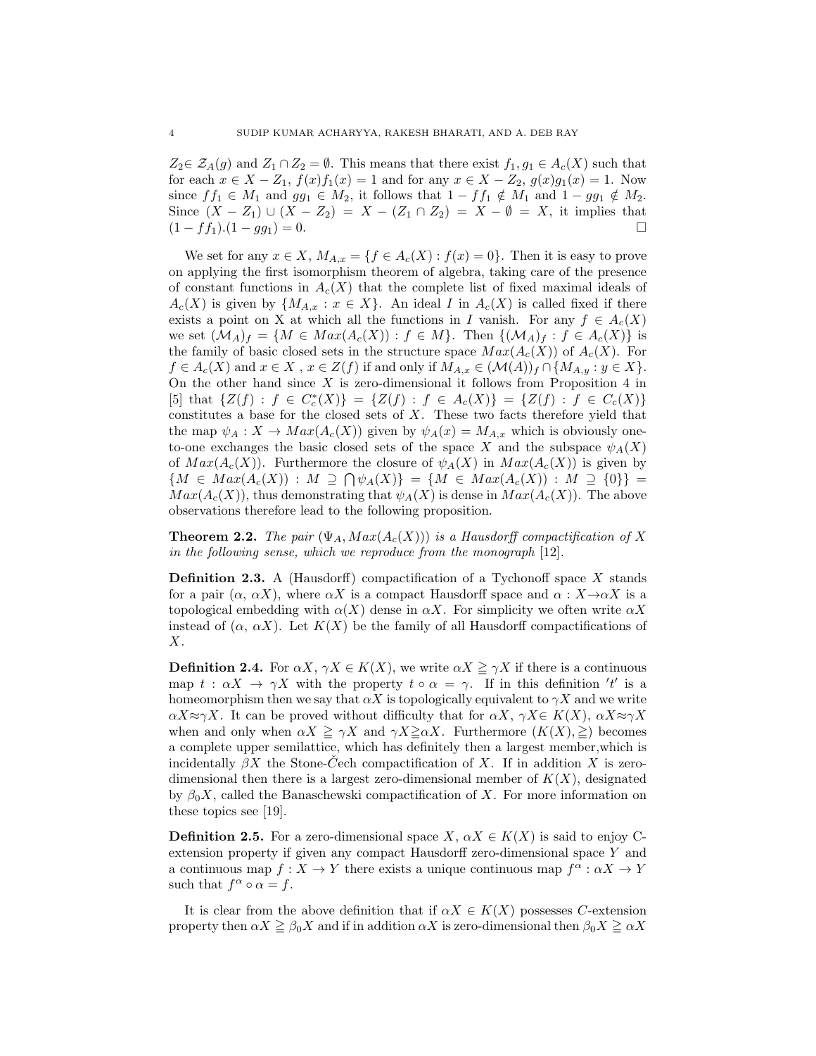$Z_2 \in \mathcal{Z}_A(g)$ and $Z_1 \cap Z_2 = \emptyset$. This means that there exist $f_1, g_1 \in A_c(X)$ such that for each $x \in X - Z_1$, $f(x)f_1(x) = 1$ and for any $x \in X - Z_2$, $g(x)g_1(x) = 1$. Now since $ff_1 \in M_1$ and $gg_1 \in M_2$, it follows that $1 - ff_1 \notin M_1$ and $1 - gg_1 \notin M_2$. Since $(X - Z_1) \cup (X - Z_2) = X - (Z_1 \cap Z_2) = X - \emptyset = X$, it implies that $(1 - ff_1).(1 - gg_1) = 0$. □

We set for any $x \in X$, $M_{A,x} = \{f \in A_c(X) : f(x) = 0\}$. Then it is easy to prove on applying the first isomorphism theorem of algebra, taking care of the presence of constant functions in $A_c(X)$ that the complete list of fixed maximal ideals of $A_c(X)$ is given by $\{M_{A,x} : x \in X\}$. An ideal $I$ in $A_c(X)$ is called fixed if there exists a point on X at which all the functions in $I$ vanish. For any $f \in A_c(X)$ we set $(\mathcal{M}_A)_f = \{M \in Max(A_c(X)) : f \in M\}$. Then $\{(\mathcal{M}_A)_f : f \in A_c(X)\}$ is the family of basic closed sets in the structure space $Max(A_c(X))$ of $A_c(X)$. For $f \in A_c(X)$ and $x \in X$ , $x \in Z(f)$ if and only if $M_{A,x} \in (\mathcal{M}(A))_f \cap \{M_{A,y} : y \in X\}$. On the other hand since $X$ is zero-dimensional it follows from Proposition 4 in [5] that $\{Z(f) : f \in C_c^*(X)\} = \{Z(f) : f \in A_c(X)\} = \{Z(f) : f \in C_c(X)\}$ constitutes a base for the closed sets of $X$. These two facts therefore yield that the map $\psi_A : X \to Max(A_c(X))$ given by $\psi_A(x) = M_{A,x}$ which is obviously one-to-one exchanges the basic closed sets of the space $X$ and the subspace $\psi_A(X)$ of $Max(A_c(X))$. Furthermore the closure of $\psi_A(X)$ in $Max(A_c(X))$ is given by $\{M \in Max(A_c(X)) : M \supseteq \bigcap \psi_A(X)\} = \{M \in Max(A_c(X)) : M \supseteq \{0\}\} = Max(A_c(X))$, thus demonstrating that $\psi_A(X)$ is dense in $Max(A_c(X))$. The above observations therefore lead to the following proposition.

**Theorem 2.2.** *The pair $(\Psi_A, Max(A_c(X)))$ is a Hausdorff compactification of $X$ in the following sense, which we reproduce from the monograph* [12].

**Definition 2.3.** A (Hausdorff) compactification of a Tychonoff space $X$ stands for a pair $(\alpha,\, \alpha X)$, where $\alpha X$ is a compact Hausdorff space and $\alpha : X \to \alpha X$ is a topological embedding with $\alpha(X)$ dense in $\alpha X$. For simplicity we often write $\alpha X$ instead of $(\alpha,\, \alpha X)$. Let $K(X)$ be the family of all Hausdorff compactifications of $X$.

**Definition 2.4.** For $\alpha X,\, \gamma X \in K(X)$, we write $\alpha X \geqq \gamma X$ if there is a continuous map $t : \alpha X \to \gamma X$ with the property $t \circ \alpha = \gamma$. If in this definition $'t'$ is a homeomorphism then we say that $\alpha X$ is topologically equivalent to $\gamma X$ and we write $\alpha X \approx \gamma X$. It can be proved without difficulty that for $\alpha X,\, \gamma X \in K(X)$, $\alpha X \approx \gamma X$ when and only when $\alpha X \geqq \gamma X$ and $\gamma X \geqq \alpha X$. Furthermore $(K(X), \geqq)$ becomes a complete upper semilattice, which has definitely then a largest member,which is incidentally $\beta X$ the Stone-Čech compactification of $X$. If in addition $X$ is zero-dimensional then there is a largest zero-dimensional member of $K(X)$, designated by $\beta_0 X$, called the Banaschewski compactification of $X$. For more information on these topics see [19].

**Definition 2.5.** For a zero-dimensional space $X$, $\alpha X \in K(X)$ is said to enjoy C-extension property if given any compact Hausdorff zero-dimensional space $Y$ and a continuous map $f : X \to Y$ there exists a unique continuous map $f^\alpha : \alpha X \to Y$ such that $f^\alpha \circ \alpha = f$.

It is clear from the above definition that if $\alpha X \in K(X)$ possesses $C$-extension property then $\alpha X \geqq \beta_0 X$ and if in addition $\alpha X$ is zero-dimensional then $\beta_0 X \geqq \alpha X$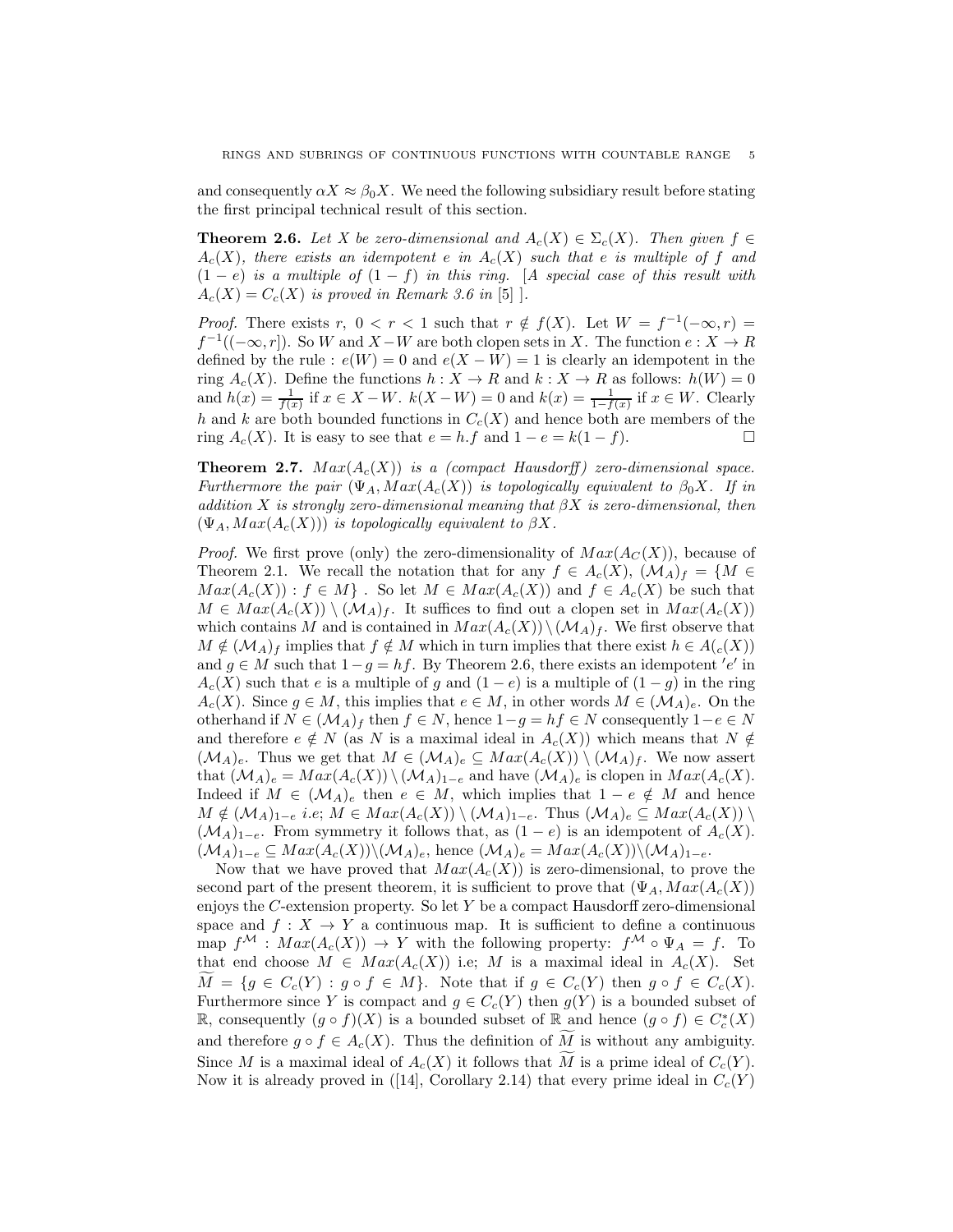and consequently $\alpha X \approx \beta_0 X$. We need the following subsidiary result before stating the first principal technical result of this section.

**Theorem 2.6.** *Let $X$ be zero-dimensional and $A_c(X) \in \Sigma_c(X)$. Then given $f \in A_c(X)$, there exists an idempotent $e$ in $A_c(X)$ such that $e$ is multiple of $f$ and $(1-e)$ is a multiple of $(1-f)$ in this ring.* [*A special case of this result with $A_c(X) = C_c(X)$ is proved in Remark 3.6 in* [5] ].

*Proof.* There exists $r,\ 0 < r < 1$ such that $r \notin f(X)$. Let $W = f^{-1}(-\infty, r) = f^{-1}((-\infty, r])$. So $W$ and $X - W$ are both clopen sets in $X$. The function $e : X \to R$ defined by the rule : $e(W) = 0$ and $e(X - W) = 1$ is clearly an idempotent in the ring $A_c(X)$. Define the functions $h : X \to R$ and $k : X \to R$ as follows: $h(W) = 0$ and $h(x) = \frac{1}{f(x)}$ if $x \in X - W$. $k(X - W) = 0$ and $k(x) = \frac{1}{1-f(x)}$ if $x \in W$. Clearly $h$ and $k$ are both bounded functions in $C_c(X)$ and hence both are members of the ring $A_c(X)$. It is easy to see that $e = h.f$ and $1 - e = k(1 - f)$. □

**Theorem 2.7.** *$Max(A_c(X))$ is a (compact Hausdorff) zero-dimensional space. Furthermore the pair $(\Psi_A, Max(A_c(X))$ is topologically equivalent to $\beta_0 X$. If in addition $X$ is strongly zero-dimensional meaning that $\beta X$ is zero-dimensional, then $(\Psi_A, Max(A_c(X)))$ is topologically equivalent to $\beta X$.*

*Proof.* We first prove (only) the zero-dimensionality of $Max(A_C(X))$, because of Theorem 2.1. We recall the notation that for any $f \in A_c(X)$, $(\mathcal{M}_A)_f = \{M \in Max(A_c(X)) : f \in M\}$ . So let $M \in Max(A_c(X))$ and $f \in A_c(X)$ be such that $M \in Max(A_c(X)) \setminus (\mathcal{M}_A)_f$. It suffices to find out a clopen set in $Max(A_c(X))$ which contains $M$ and is contained in $Max(A_c(X)) \setminus (\mathcal{M}_A)_f$. We first observe that $M \notin (\mathcal{M}_A)_f$ implies that $f \notin M$ which in turn implies that there exist $h \in A(_c(X))$ and $g \in M$ such that $1 - g = hf$. By Theorem 2.6, there exists an idempotent $'e'$ in $A_c(X)$ such that $e$ is a multiple of $g$ and $(1 - e)$ is a multiple of $(1 - g)$ in the ring $A_c(X)$. Since $g \in M$, this implies that $e \in M$, in other words $M \in (\mathcal{M}_A)_e$. On the otherhand if $N \in (\mathcal{M}_A)_f$ then $f \in N$, hence $1 - g = hf \in N$ consequently $1 - e \in N$ and therefore $e \notin N$ (as $N$ is a maximal ideal in $A_c(X)$) which means that $N \notin (\mathcal{M}_A)_e$. Thus we get that $M \in (\mathcal{M}_A)_e \subseteq Max(A_c(X)) \setminus (\mathcal{M}_A)_f$. We now assert that $(\mathcal{M}_A)_e = Max(A_c(X)) \setminus (\mathcal{M}_A)_{1-e}$ and have $(\mathcal{M}_A)_e$ is clopen in $Max(A_c(X)$. Indeed if $M \in (\mathcal{M}_A)_e$ then $e \in M$, which implies that $1 - e \notin M$ and hence $M \notin (\mathcal{M}_A)_{1-e}$ *i.e*; $M \in Max(A_c(X)) \setminus (\mathcal{M}_A)_{1-e}$. Thus $(\mathcal{M}_A)_e \subseteq Max(A_c(X)) \setminus (\mathcal{M}_A)_{1-e}$. From symmetry it follows that, as $(1 - e)$ is an idempotent of $A_c(X)$. $(\mathcal{M}_A)_{1-e} \subseteq Max(A_c(X)) \setminus (\mathcal{M}_A)_e$, hence $(\mathcal{M}_A)_e = Max(A_c(X)) \setminus (\mathcal{M}_A)_{1-e}$.

Now that we have proved that $Max(A_c(X))$ is zero-dimensional, to prove the second part of the present theorem, it is sufficient to prove that $(\Psi_A, Max(A_c(X))$ enjoys the $C$-extension property. So let $Y$ be a compact Hausdorff zero-dimensional space and $f : X \to Y$ a continuous map. It is sufficient to define a continuous map $f^{\mathcal{M}} : Max(A_c(X)) \to Y$ with the following property: $f^{\mathcal{M}} \circ \Psi_A = f$. To that end choose $M \in Max(A_c(X))$ i.e; $M$ is a maximal ideal in $A_c(X)$. Set $\widetilde{M} = \{g \in C_c(Y) : g \circ f \in M\}$. Note that if $g \in C_c(Y)$ then $g \circ f \in C_c(X)$. Furthermore since $Y$ is compact and $g \in C_c(Y)$ then $g(Y)$ is a bounded subset of $\mathbb{R}$, consequently $(g \circ f)(X)$ is a bounded subset of $\mathbb{R}$ and hence $(g \circ f) \in C_c^*(X)$ and therefore $g \circ f \in A_c(X)$. Thus the definition of $\widetilde{M}$ is without any ambiguity. Since $M$ is a maximal ideal of $A_c(X)$ it follows that $\widetilde{M}$ is a prime ideal of $C_c(Y)$. Now it is already proved in ([14], Corollary 2.14) that every prime ideal in $C_c(Y)$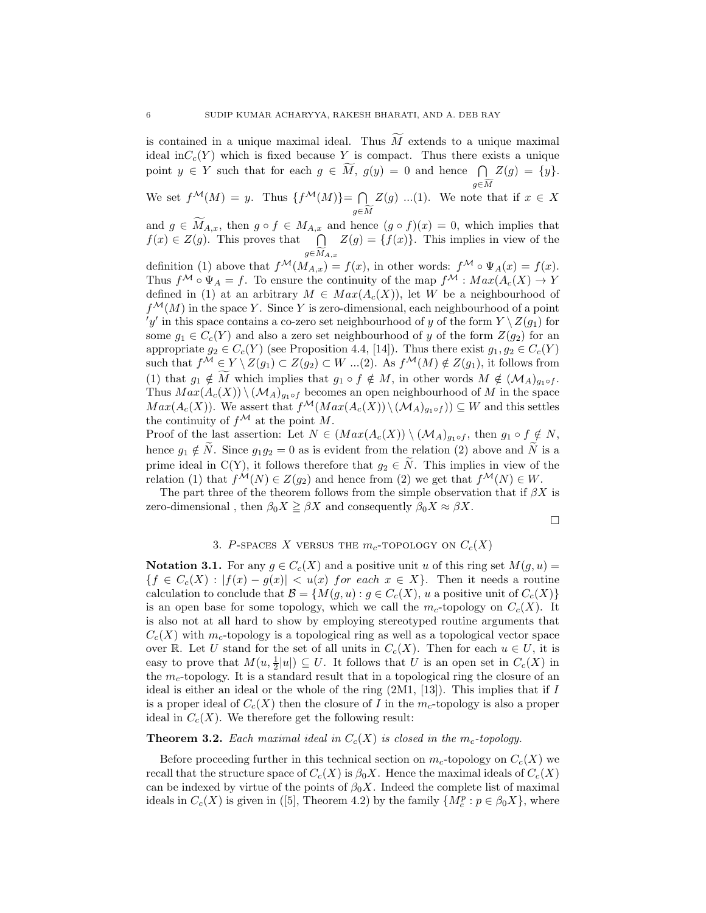is contained in a unique maximal ideal. Thus $\widetilde{M}$ extends to a unique maximal ideal in$C_c(Y)$ which is fixed because $Y$ is compact. Thus there exists a unique point $y \in Y$ such that for each $g \in \widetilde{M}$, $g(y) = 0$ and hence $\bigcap_{g \in \widetilde{M}} Z(g) = \{y\}$. We set $f^{\mathcal{M}}(M) = y$. Thus $\{f^{\mathcal{M}}(M)\} = \bigcap_{g \in \widetilde{M}} Z(g)$ ...(1). We note that if $x \in X$ and $g \in \widetilde{M}_{A,x}$, then $g \circ f \in M_{A,x}$ and hence $(g \circ f)(x) = 0$, which implies that $f(x) \in Z(g)$. This proves that $\bigcap_{g \in \widetilde{M}_{A,x}} Z(g) = \{f(x)\}$. This implies in view of the definition (1) above that $f^{\mathcal{M}}(M_{A,x}) = f(x)$, in other words: $f^{\mathcal{M}} \circ \Psi_A(x) = f(x)$. Thus $f^{\mathcal{M}} \circ \Psi_A = f$. To ensure the continuity of the map $f^{\mathcal{M}} : Max(A_c(X) \to Y$ defined in (1) at an arbitrary $M \in Max(A_c(X))$, let $W$ be a neighbourhood of $f^{\mathcal{M}}(M)$ in the space $Y$. Since $Y$ is zero-dimensional, each neighbourhood of a point $'y'$ in this space contains a co-zero set neighbourhood of $y$ of the form $Y \setminus Z(g_1)$ for some $g_1 \in C_c(Y)$ and also a zero set neighbourhood of $y$ of the form $Z(g_2)$ for an appropriate $g_2 \in C_c(Y)$ (see Proposition 4.4, [14]). Thus there exist $g_1, g_2 \in C_c(Y)$ such that $f^{\mathcal{M}} \in Y \setminus Z(g_1) \subset Z(g_2) \subset W$ ...(2). As $f^{\mathcal{M}}(M) \notin Z(g_1)$, it follows from (1) that $g_1 \notin \widetilde{M}$ which implies that $g_1 \circ f \notin M$, in other words $M \notin (\mathcal{M}_A)_{g_1 \circ f}$. Thus $Max(A_c(X)) \setminus (\mathcal{M}_A)_{g_1 \circ f}$ becomes an open neighbourhood of $M$ in the space $Max(A_c(X))$. We assert that $f^{\mathcal{M}}(Max(A_c(X)) \setminus (\mathcal{M}_A)_{g_1 \circ f})) \subseteq W$ and this settles the continuity of $f^{\mathcal{M}}$ at the point $M$.
Proof of the last assertion: Let $N \in (Max(A_c(X)) \setminus (\mathcal{M}_A)_{g_1 \circ f}$, then $g_1 \circ f \notin N$, hence $g_1 \notin \widetilde{N}$. Since $g_1 g_2 = 0$ as is evident from the relation (2) above and $\widetilde{N}$ is a prime ideal in C(Y), it follows therefore that $g_2 \in \widetilde{N}$. This implies in view of the relation (1) that $f^{\mathcal{M}}(N) \in Z(g_2)$ and hence from (2) we get that $f^{\mathcal{M}}(N) \in W$.

The part three of the theorem follows from the simple observation that if $\beta X$ is zero-dimensional , then $\beta_0 X \geqq \beta X$ and consequently $\beta_0 X \approx \beta X$.

□

## 3. $P$-spaces $X$ versus the $m_c$-topology on $C_c(X)$

**Notation 3.1.** For any $g \in C_c(X)$ and a positive unit $u$ of this ring set $M(g, u) = \{f \in C_c(X) : |f(x) - g(x)| < u(x) \text{ for each } x \in X\}$. Then it needs a routine calculation to conclude that $\mathcal{B} = \{M(g, u) : g \in C_c(X), u \text{ a positive unit of } C_c(X)\}$ is an open base for some topology, which we call the $m_c$-topology on $C_c(X)$. It is also not at all hard to show by employing stereotyped routine arguments that $C_c(X)$ with $m_c$-topology is a topological ring as well as a topological vector space over $\mathbb{R}$. Let $U$ stand for the set of all units in $C_c(X)$. Then for each $u \in U$, it is easy to prove that $M(u, \frac{1}{2}|u|) \subseteq U$. It follows that $U$ is an open set in $C_c(X)$ in the $m_c$-topology. It is a standard result that in a topological ring the closure of an ideal is either an ideal or the whole of the ring (2M1, [13]). This implies that if $I$ is a proper ideal of $C_c(X)$ then the closure of $I$ in the $m_c$-topology is also a proper ideal in $C_c(X)$. We therefore get the following result:

**Theorem 3.2.** *Each maximal ideal in $C_c(X)$ is closed in the $m_c$-topology.*

Before proceeding further in this technical section on $m_c$-topology on $C_c(X)$ we recall that the structure space of $C_c(X)$ is $\beta_0 X$. Hence the maximal ideals of $C_c(X)$ can be indexed by virtue of the points of $\beta_0 X$. Indeed the complete list of maximal ideals in $C_c(X)$ is given in ([5], Theorem 4.2) by the family $\{M_c^p : p \in \beta_0 X\}$, where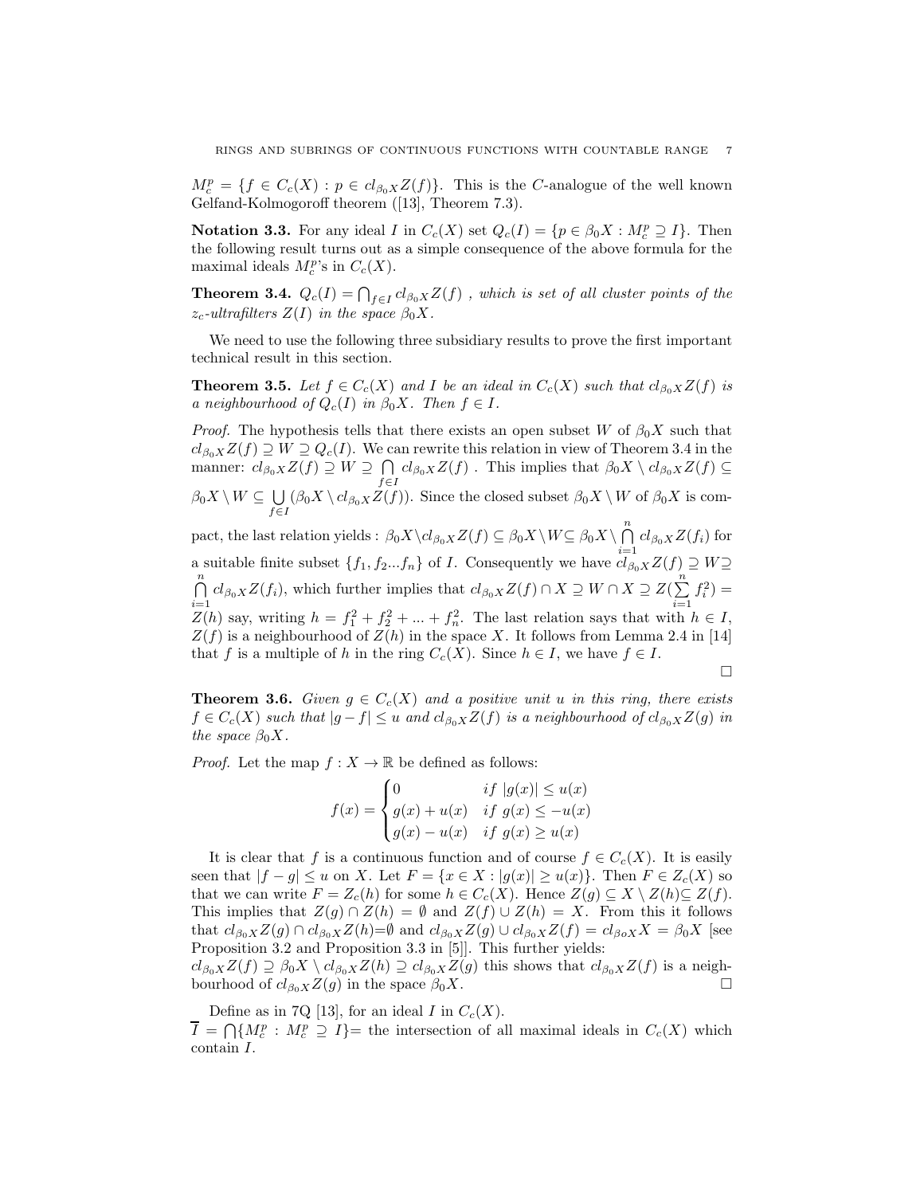$M_c^p = \{f \in C_c(X) : p \in cl_{\beta_0 X} Z(f)\}$. This is the $C$-analogue of the well known Gelfand-Kolmogoroff theorem ([13], Theorem 7.3).

**Notation 3.3.** For any ideal $I$ in $C_c(X)$ set $Q_c(I) = \{p \in \beta_0 X : M_c^p \supseteq I\}$. Then the following result turns out as a simple consequence of the above formula for the maximal ideals $M_c^p$'s in $C_c(X)$.

**Theorem 3.4.** *$Q_c(I) = \bigcap_{f \in I} cl_{\beta_0 X} Z(f)$ , which is set of all cluster points of the $z_c$-ultrafilters $Z(I)$ in the space $\beta_0 X$.*

We need to use the following three subsidiary results to prove the first important technical result in this section.

**Theorem 3.5.** *Let $f \in C_c(X)$ and $I$ be an ideal in $C_c(X)$ such that $cl_{\beta_0 X} Z(f)$ is a neighbourhood of $Q_c(I)$ in $\beta_0 X$. Then $f \in I$.*

*Proof.* The hypothesis tells that there exists an open subset $W$ of $\beta_0 X$ such that $cl_{\beta_0 X} Z(f) \supseteq W \supseteq Q_c(I)$. We can rewrite this relation in view of Theorem 3.4 in the manner: $cl_{\beta_0 X} Z(f) \supseteq W \supseteq \bigcap\limits_{f \in I} cl_{\beta_0 X} Z(f)$ . This implies that $\beta_0 X \setminus cl_{\beta_0 X} Z(f) \subseteq \beta_0 X \setminus W \subseteq \bigcup\limits_{f \in I} (\beta_0 X \setminus cl_{\beta_0 X} Z(f))$. Since the closed subset $\beta_0 X \setminus W$ of $\beta_0 X$ is compact, the last relation yields : $\beta_0 X \setminus cl_{\beta_0 X} Z(f) \subseteq \beta_0 X \setminus W \subseteq \beta_0 X \setminus \bigcap\limits_{i=1}^{n} cl_{\beta_0 X} Z(f_i)$ for a suitable finite subset $\{f_1, f_2 ... f_n\}$ of $I$. Consequently we have $cl_{\beta_0 X} Z(f) \supseteq W \supseteq \bigcap\limits_{i=1}^{n} cl_{\beta_0 X} Z(f_i)$, which further implies that $cl_{\beta_0 X} Z(f) \cap X \supseteq W \cap X \supseteq Z(\sum\limits_{i=1}^{n} f_i^2) = Z(h)$ say, writing $h = f_1^2 + f_2^2 + ... + f_n^2$. The last relation says that with $h \in I$, $Z(f)$ is a neighbourhood of $Z(h)$ in the space $X$. It follows from Lemma 2.4 in [14] that $f$ is a multiple of $h$ in the ring $C_c(X)$. Since $h \in I$, we have $f \in I$. $\square$

**Theorem 3.6.** *Given $g \in C_c(X)$ and a positive unit $u$ in this ring, there exists $f \in C_c(X)$ such that $|g - f| \leq u$ and $cl_{\beta_0 X} Z(f)$ is a neighbourhood of $cl_{\beta_0 X} Z(g)$ in the space $\beta_0 X$.*

*Proof.* Let the map $f : X \to \mathbb{R}$ be defined as follows:

$$f(x) = \begin{cases} 0 & if \ |g(x)| \leq u(x) \\ g(x) + u(x) & if \ g(x) \leq -u(x) \\ g(x) - u(x) & if \ g(x) \geq u(x) \end{cases}$$

It is clear that $f$ is a continuous function and of course $f \in C_c(X)$. It is easily seen that $|f - g| \leq u$ on $X$. Let $F = \{x \in X : |g(x)| \geq u(x)\}$. Then $F \in Z_c(X)$ so that we can write $F = Z_c(h)$ for some $h \in C_c(X)$. Hence $Z(g) \subseteq X \setminus Z(h) \subseteq Z(f)$. This implies that $Z(g) \cap Z(h) = \emptyset$ and $Z(f) \cup Z(h) = X$. From this it follows that $cl_{\beta_0 X} Z(g) \cap cl_{\beta_0 X} Z(h) = \emptyset$ and $cl_{\beta_0 X} Z(g) \cup cl_{\beta_0 X} Z(f) = cl_{\beta_o X} X = \beta_0 X$ [see Proposition 3.2 and Proposition 3.3 in [5]]. This further yields:
$cl_{\beta_0 X} Z(f) \supseteq \beta_0 X \setminus cl_{\beta_0 X} Z(h) \supseteq cl_{\beta_0 X} Z(g)$ this shows that $cl_{\beta_0 X} Z(f)$ is a neighbourhood of $cl_{\beta_0 X} Z(g)$ in the space $\beta_0 X$. $\square$

Define as in 7Q [13], for an ideal $I$ in $C_c(X)$.
$\overline{I} = \bigcap \{M_c^p : M_c^p \supseteq I\}$= the intersection of all maximal ideals in $C_c(X)$ which contain $I$.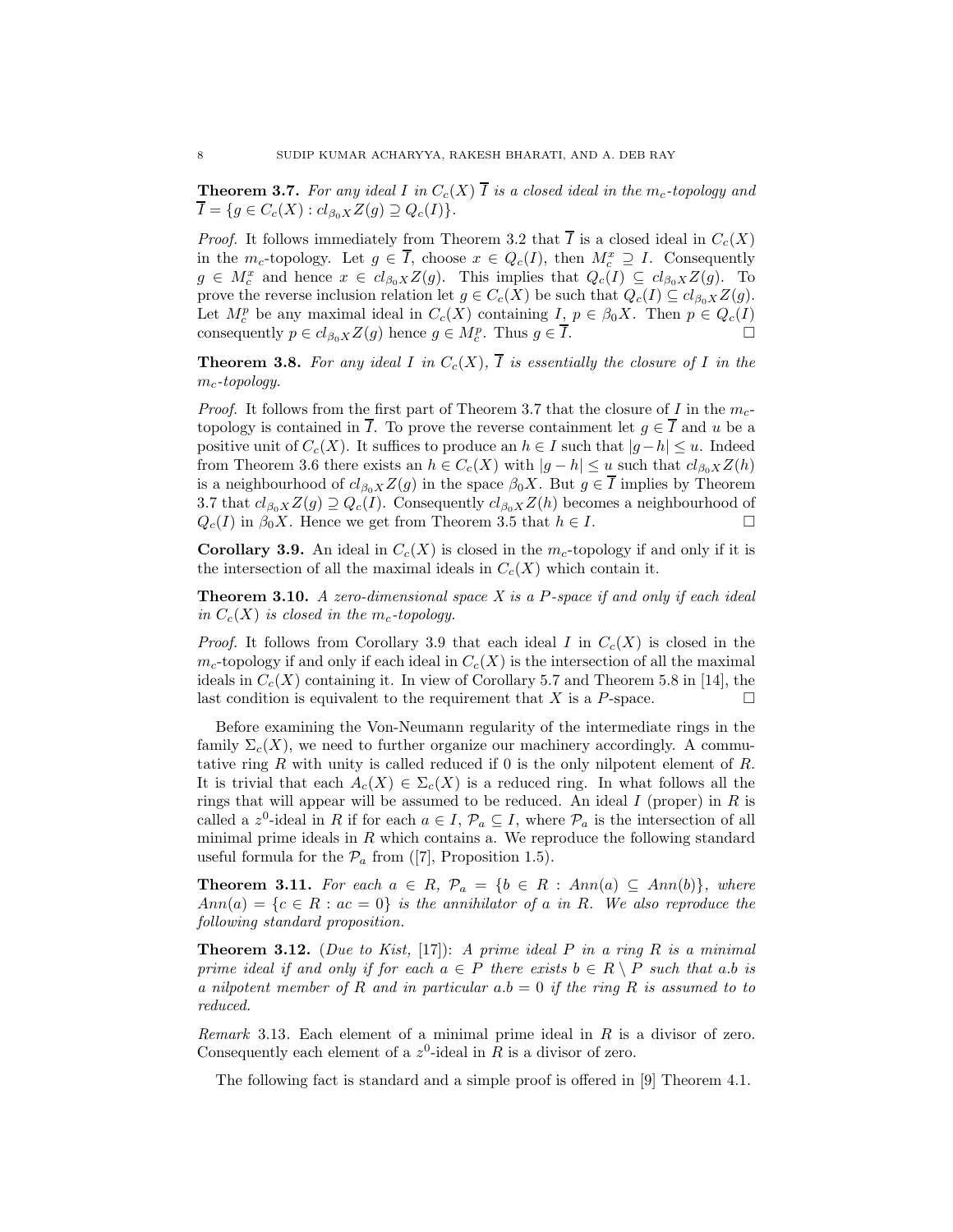**Theorem 3.7.** *For any ideal $I$ in $C_c(X)$ $\overline{I}$ is a closed ideal in the $m_c$-topology and $\overline{I} = \{g \in C_c(X) : cl_{\beta_0 X} Z(g) \supseteq Q_c(I)\}$.*

*Proof.* It follows immediately from Theorem 3.2 that $\overline{I}$ is a closed ideal in $C_c(X)$ in the $m_c$-topology. Let $g \in \overline{I}$, choose $x \in Q_c(I)$, then $M_c^x \supseteq I$. Consequently $g \in M_c^x$ and hence $x \in cl_{\beta_0 X} Z(g)$. This implies that $Q_c(I) \subseteq cl_{\beta_0 X} Z(g)$. To prove the reverse inclusion relation let $g \in C_c(X)$ be such that $Q_c(I) \subseteq cl_{\beta_0 X} Z(g)$. Let $M_c^p$ be any maximal ideal in $C_c(X)$ containing $I$, $p \in \beta_0 X$. Then $p \in Q_c(I)$ consequently $p \in cl_{\beta_0 X} Z(g)$ hence $g \in M_c^p$. Thus $g \in \overline{I}$. □

**Theorem 3.8.** *For any ideal $I$ in $C_c(X)$, $\overline{I}$ is essentially the closure of $I$ in the $m_c$-topology.*

*Proof.* It follows from the first part of Theorem 3.7 that the closure of $I$ in the $m_c$-topology is contained in $\overline{I}$. To prove the reverse containment let $g \in \overline{I}$ and $u$ be a positive unit of $C_c(X)$. It suffices to produce an $h \in I$ such that $|g - h| \leq u$. Indeed from Theorem 3.6 there exists an $h \in C_c(X)$ with $|g - h| \leq u$ such that $cl_{\beta_0 X} Z(h)$ is a neighbourhood of $cl_{\beta_0 X} Z(g)$ in the space $\beta_0 X$. But $g \in \overline{I}$ implies by Theorem 3.7 that $cl_{\beta_0 X} Z(g) \supseteq Q_c(I)$. Consequently $cl_{\beta_0 X} Z(h)$ becomes a neighbourhood of $Q_c(I)$ in $\beta_0 X$. Hence we get from Theorem 3.5 that $h \in I$. □

**Corollary 3.9.** An ideal in $C_c(X)$ is closed in the $m_c$-topology if and only if it is the intersection of all the maximal ideals in $C_c(X)$ which contain it.

**Theorem 3.10.** *A zero-dimensional space $X$ is a $P$-space if and only if each ideal in $C_c(X)$ is closed in the $m_c$-topology.*

*Proof.* It follows from Corollary 3.9 that each ideal $I$ in $C_c(X)$ is closed in the $m_c$-topology if and only if each ideal in $C_c(X)$ is the intersection of all the maximal ideals in $C_c(X)$ containing it. In view of Corollary 5.7 and Theorem 5.8 in [14], the last condition is equivalent to the requirement that $X$ is a $P$-space. □

Before examining the Von-Neumann regularity of the intermediate rings in the family $\Sigma_c(X)$, we need to further organize our machinery accordingly. A commutative ring $R$ with unity is called reduced if 0 is the only nilpotent element of $R$. It is trivial that each $A_c(X) \in \Sigma_c(X)$ is a reduced ring. In what follows all the rings that will appear will be assumed to be reduced. An ideal $I$ (proper) in $R$ is called a $z^0$-ideal in $R$ if for each $a \in I$, $\mathcal{P}_a \subseteq I$, where $\mathcal{P}_a$ is the intersection of all minimal prime ideals in $R$ which contains a. We reproduce the following standard useful formula for the $\mathcal{P}_a$ from ([7], Proposition 1.5).

**Theorem 3.11.** *For each $a \in R$, $\mathcal{P}_a = \{b \in R : Ann(a) \subseteq Ann(b)\}$, where $Ann(a) = \{c \in R : ac = 0\}$ is the annihilator of a in $R$. We also reproduce the following standard proposition.*

**Theorem 3.12.** (*Due to Kist,* [17]): *A prime ideal $P$ in a ring $R$ is a minimal prime ideal if and only if for each $a \in P$ there exists $b \in R \setminus P$ such that $a.b$ is a nilpotent member of $R$ and in particular $a.b = 0$ if the ring $R$ is assumed to to reduced.*

*Remark* 3.13. Each element of a minimal prime ideal in $R$ is a divisor of zero. Consequently each element of a $z^0$-ideal in $R$ is a divisor of zero.

The following fact is standard and a simple proof is offered in [9] Theorem 4.1.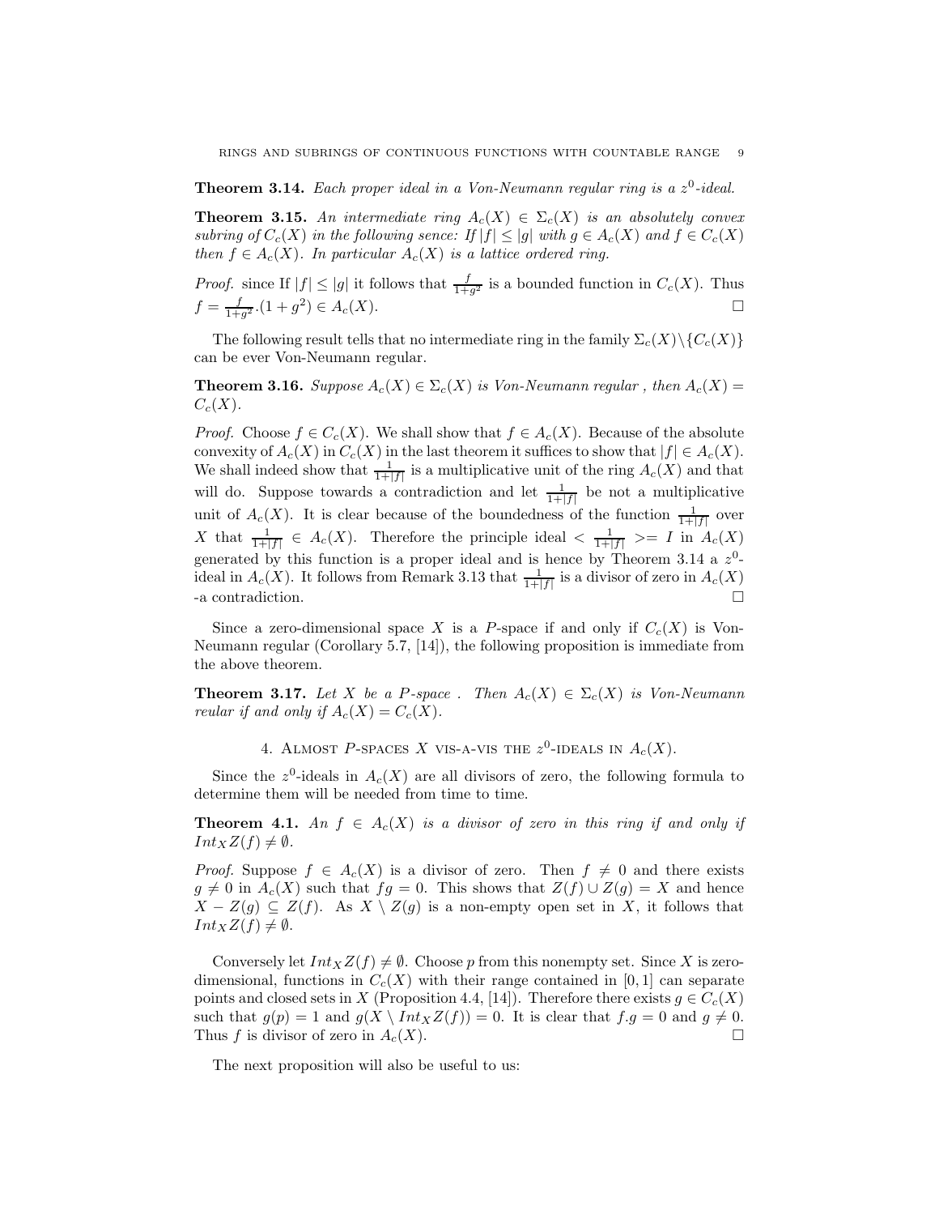**Theorem 3.14.** *Each proper ideal in a Von-Neumann regular ring is a $z^0$-ideal.*

**Theorem 3.15.** *An intermediate ring $A_c(X) \in \Sigma_c(X)$ is an absolutely convex subring of $C_c(X)$ in the following sence: If $|f| \leq |g|$ with $g \in A_c(X)$ and $f \in C_c(X)$ then $f \in A_c(X)$. In particular $A_c(X)$ is a lattice ordered ring.*

*Proof.* since If $|f| \leq |g|$ it follows that $\frac{f}{1+g^2}$ is a bounded function in $C_c(X)$. Thus $f = \frac{f}{1+g^2}.(1+g^2) \in A_c(X)$. □

The following result tells that no intermediate ring in the family $\Sigma_c(X) \backslash \{C_c(X)\}$ can be ever Von-Neumann regular.

**Theorem 3.16.** *Suppose $A_c(X) \in \Sigma_c(X)$ is Von-Neumann regular , then $A_c(X) = C_c(X)$.*

*Proof.* Choose $f \in C_c(X)$. We shall show that $f \in A_c(X)$. Because of the absolute convexity of $A_c(X)$ in $C_c(X)$ in the last theorem it suffices to show that $|f| \in A_c(X)$. We shall indeed show that $\frac{1}{1+|f|}$ is a multiplicative unit of the ring $A_c(X)$ and that will do. Suppose towards a contradiction and let $\frac{1}{1+|f|}$ be not a multiplicative unit of $A_c(X)$. It is clear because of the boundedness of the function $\frac{1}{1+|f|}$ over $X$ that $\frac{1}{1+|f|} \in A_c(X)$. Therefore the principle ideal $< \frac{1}{1+|f|} >= I$ in $A_c(X)$ generated by this function is a proper ideal and is hence by Theorem 3.14 a $z^0$-ideal in $A_c(X)$. It follows from Remark 3.13 that $\frac{1}{1+|f|}$ is a divisor of zero in $A_c(X)$ -a contradiction. □

Since a zero-dimensional space $X$ is a $P$-space if and only if $C_c(X)$ is Von-Neumann regular (Corollary 5.7, [14]), the following proposition is immediate from the above theorem.

**Theorem 3.17.** *Let $X$ be a $P$-space . Then $A_c(X) \in \Sigma_c(X)$ is Von-Neumann reular if and only if $A_c(X) = C_c(X)$.*

## 4. Almost $P$-spaces $X$ vis-a-vis the $z^0$-ideals in $A_c(X)$.

Since the $z^0$-ideals in $A_c(X)$ are all divisors of zero, the following formula to determine them will be needed from time to time.

**Theorem 4.1.** *An $f \in A_c(X)$ is a divisor of zero in this ring if and only if $Int_X Z(f) \neq \emptyset$.*

*Proof.* Suppose $f \in A_c(X)$ is a divisor of zero. Then $f \neq 0$ and there exists $g \neq 0$ in $A_c(X)$ such that $fg = 0$. This shows that $Z(f) \cup Z(g) = X$ and hence $X - Z(g) \subseteq Z(f)$. As $X \setminus Z(g)$ is a non-empty open set in $X$, it follows that $Int_X Z(f) \neq \emptyset$.

Conversely let $Int_X Z(f) \neq \emptyset$. Choose $p$ from this nonempty set. Since $X$ is zero-dimensional, functions in $C_c(X)$ with their range contained in $[0, 1]$ can separate points and closed sets in $X$ (Proposition 4.4, [14]). Therefore there exists $g \in C_c(X)$ such that $g(p) = 1$ and $g(X \setminus Int_X Z(f)) = 0$. It is clear that $f.g = 0$ and $g \neq 0$. Thus $f$ is divisor of zero in $A_c(X)$. □

The next proposition will also be useful to us: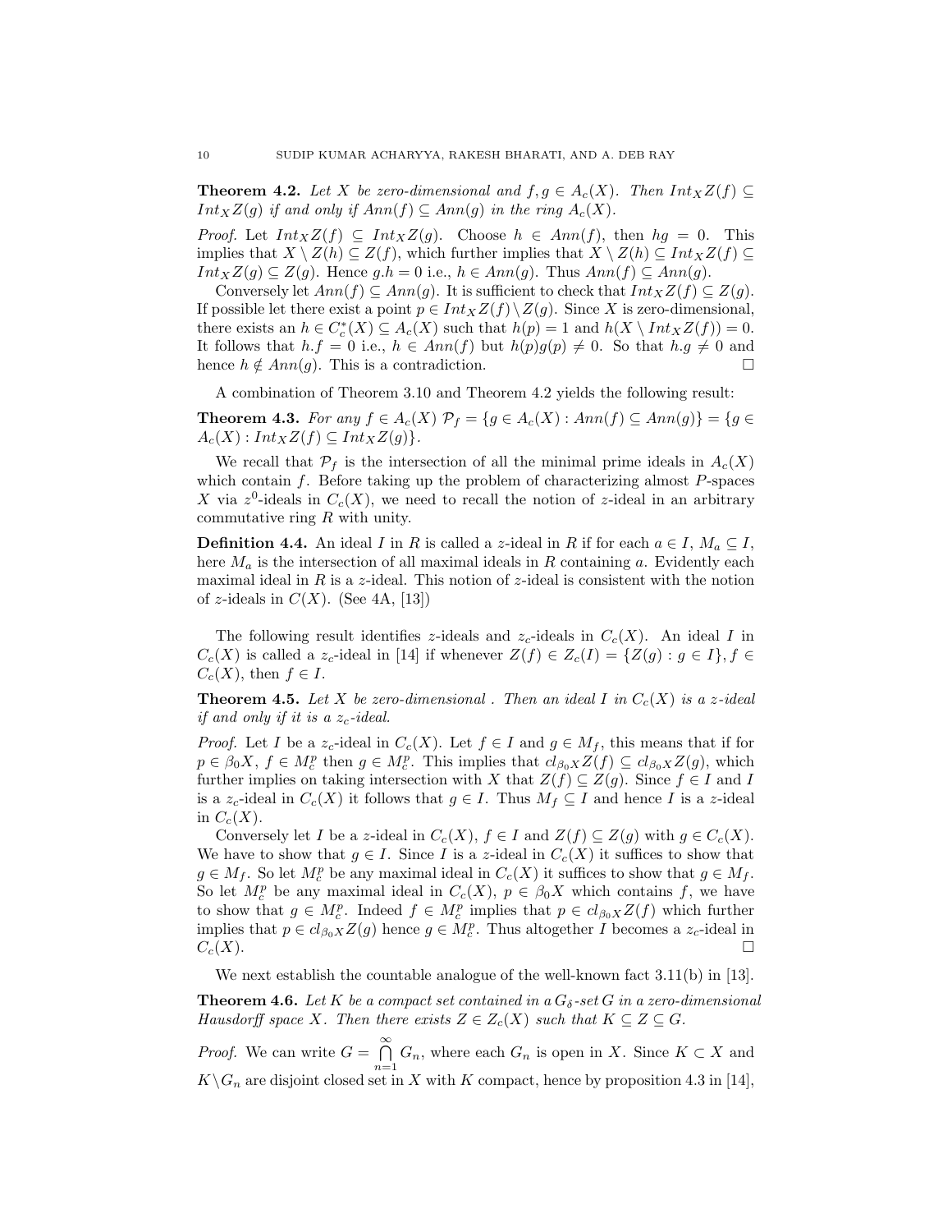**Theorem 4.2.** *Let $X$ be zero-dimensional and $f, g \in A_c(X)$. Then $Int_X Z(f) \subseteq Int_X Z(g)$ if and only if $Ann(f) \subseteq Ann(g)$ in the ring $A_c(X)$.*

*Proof.* Let $Int_X Z(f) \subseteq Int_X Z(g)$. Choose $h \in Ann(f)$, then $hg = 0$. This implies that $X \setminus Z(h) \subseteq Z(f)$, which further implies that $X \setminus Z(h) \subseteq Int_X Z(f) \subseteq Int_X Z(g) \subseteq Z(g)$. Hence $g.h = 0$ i.e., $h \in Ann(g)$. Thus $Ann(f) \subseteq Ann(g)$.

Conversely let $Ann(f) \subseteq Ann(g)$. It is sufficient to check that $Int_X Z(f) \subseteq Z(g)$. If possible let there exist a point $p \in Int_X Z(f) \setminus Z(g)$. Since $X$ is zero-dimensional, there exists an $h \in C_c^*(X) \subseteq A_c(X)$ such that $h(p) = 1$ and $h(X \setminus Int_X Z(f)) = 0$. It follows that $h.f = 0$ i.e., $h \in Ann(f)$ but $h(p)g(p) \neq 0$. So that $h.g \neq 0$ and hence $h \notin Ann(g)$. This is a contradiction. $\square$

A combination of Theorem 3.10 and Theorem 4.2 yields the following result:

**Theorem 4.3.** *For any $f \in A_c(X)$ $\mathcal{P}_f = \{g \in A_c(X) : Ann(f) \subseteq Ann(g)\} = \{g \in A_c(X) : Int_X Z(f) \subseteq Int_X Z(g)\}$.*

We recall that $\mathcal{P}_f$ is the intersection of all the minimal prime ideals in $A_c(X)$ which contain $f$. Before taking up the problem of characterizing almost $P$-spaces $X$ via $z^0$-ideals in $C_c(X)$, we need to recall the notion of $z$-ideal in an arbitrary commutative ring $R$ with unity.

**Definition 4.4.** An ideal $I$ in $R$ is called a $z$-ideal in $R$ if for each $a \in I$, $M_a \subseteq I$, here $M_a$ is the intersection of all maximal ideals in $R$ containing $a$. Evidently each maximal ideal in $R$ is a $z$-ideal. This notion of $z$-ideal is consistent with the notion of $z$-ideals in $C(X)$. (See 4A, [13])

The following result identifies $z$-ideals and $z_c$-ideals in $C_c(X)$. An ideal $I$ in $C_c(X)$ is called a $z_c$-ideal in [14] if whenever $Z(f) \in Z_c(I) = \{Z(g) : g \in I\}$, $f \in C_c(X)$, then $f \in I$.

**Theorem 4.5.** *Let $X$ be zero-dimensional . Then an ideal $I$ in $C_c(X)$ is a $z$-ideal if and only if it is a $z_c$-ideal.*

*Proof.* Let $I$ be a $z_c$-ideal in $C_c(X)$. Let $f \in I$ and $g \in M_f$, this means that if for $p \in \beta_0 X$, $f \in M_c^p$ then $g \in M_c^p$. This implies that $cl_{\beta_0 X} Z(f) \subseteq cl_{\beta_0 X} Z(g)$, which further implies on taking intersection with $X$ that $Z(f) \subseteq Z(g)$. Since $f \in I$ and $I$ is a $z_c$-ideal in $C_c(X)$ it follows that $g \in I$. Thus $M_f \subseteq I$ and hence $I$ is a $z$-ideal in $C_c(X)$.

Conversely let $I$ be a $z$-ideal in $C_c(X)$, $f \in I$ and $Z(f) \subseteq Z(g)$ with $g \in C_c(X)$. We have to show that $g \in I$. Since $I$ is a $z$-ideal in $C_c(X)$ it suffices to show that $g \in M_f$. So let $M_c^p$ be any maximal ideal in $C_c(X)$ it suffices to show that $g \in M_f$. So let $M_c^p$ be any maximal ideal in $C_c(X)$, $p \in \beta_0 X$ which contains $f$, we have to show that $g \in M_c^p$. Indeed $f \in M_c^p$ implies that $p \in cl_{\beta_0 X} Z(f)$ which further implies that $p \in cl_{\beta_0 X} Z(g)$ hence $g \in M_c^p$. Thus altogether $I$ becomes a $z_c$-ideal in $C_c(X)$. $\square$

We next establish the countable analogue of the well-known fact 3.11(b) in [13].

**Theorem 4.6.** *Let $K$ be a compact set contained in a $G_\delta$-set $G$ in a zero-dimensional Hausdorff space $X$. Then there exists $Z \in Z_c(X)$ such that $K \subseteq Z \subseteq G$.*

*Proof.* We can write $G = \bigcap_{n=1}^{\infty} G_n$, where each $G_n$ is open in $X$. Since $K \subset X$ and $K \setminus G_n$ are disjoint closed set in $X$ with $K$ compact, hence by proposition 4.3 in [14],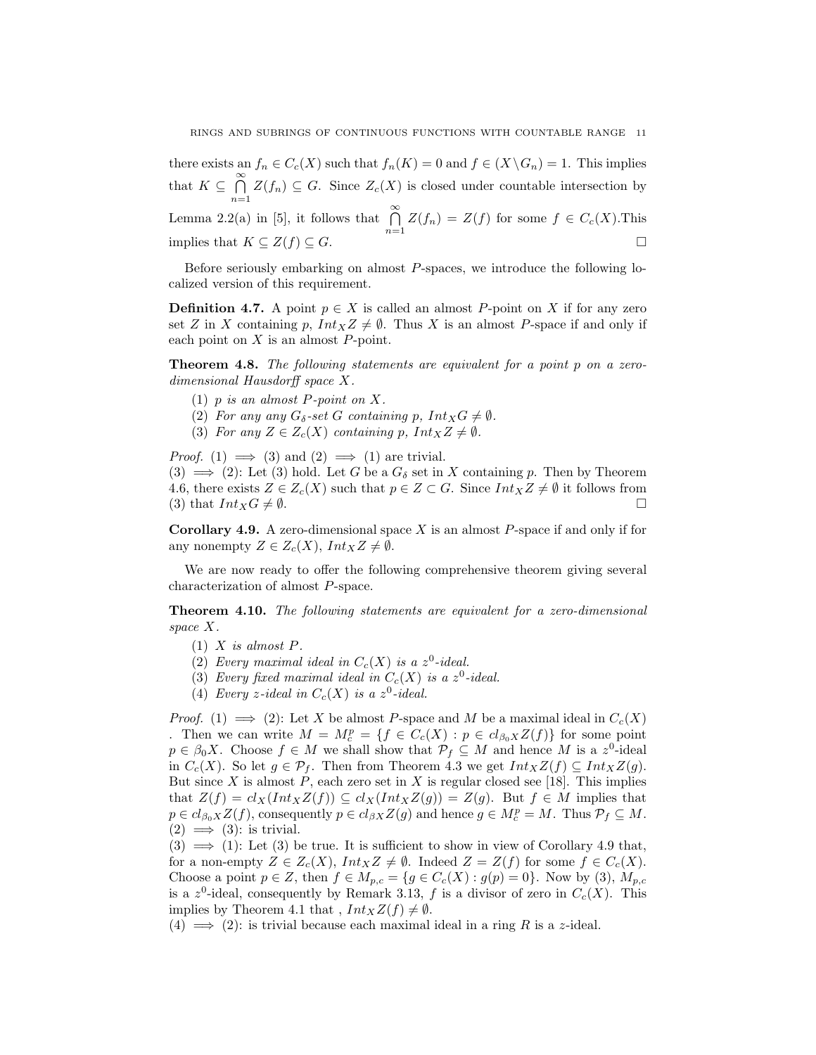there exists an $f_n \in C_c(X)$ such that $f_n(K) = 0$ and $f \in (X \setminus G_n) = 1$. This implies that $K \subseteq \bigcap_{n=1}^{\infty} Z(f_n) \subseteq G$. Since $Z_c(X)$ is closed under countable intersection by Lemma 2.2(a) in [5], it follows that $\bigcap_{n=1}^{\infty} Z(f_n) = Z(f)$ for some $f \in C_c(X)$.This implies that $K \subseteq Z(f) \subseteq G$. $\square$

Before seriously embarking on almost $P$-spaces, we introduce the following localized version of this requirement.

**Definition 4.7.** A point $p \in X$ is called an almost $P$-point on $X$ if for any zero set $Z$ in $X$ containing $p$, $Int_X Z \neq \emptyset$. Thus $X$ is an almost $P$-space if and only if each point on $X$ is an almost $P$-point.

**Theorem 4.8.** *The following statements are equivalent for a point $p$ on a zero-dimensional Hausdorff space $X$.*

1. *$p$ is an almost $P$-point on $X$.*
2. *For any any $G_\delta$-set $G$ containing $p$, $Int_X G \neq \emptyset$.*
3. *For any $Z \in Z_c(X)$ containing $p$, $Int_X Z \neq \emptyset$.*

*Proof.* (1) $\implies$ (3) and (2) $\implies$ (1) are trivial.
(3) $\implies$ (2): Let (3) hold. Let $G$ be a $G_\delta$ set in $X$ containing $p$. Then by Theorem 4.6, there exists $Z \in Z_c(X)$ such that $p \in Z \subset G$. Since $Int_X Z \neq \emptyset$ it follows from (3) that $Int_X G \neq \emptyset$. $\square$

**Corollary 4.9.** A zero-dimensional space $X$ is an almost $P$-space if and only if for any nonempty $Z \in Z_c(X)$, $Int_X Z \neq \emptyset$.

We are now ready to offer the following comprehensive theorem giving several characterization of almost $P$-space.

**Theorem 4.10.** *The following statements are equivalent for a zero-dimensional space $X$.*

1. *$X$ is almost $P$.*
2. *Every maximal ideal in $C_c(X)$ is a $z^0$-ideal.*
3. *Every fixed maximal ideal in $C_c(X)$ is a $z^0$-ideal.*
4. *Every $z$-ideal in $C_c(X)$ is a $z^0$-ideal.*

*Proof.* (1) $\implies$ (2): Let $X$ be almost $P$-space and $M$ be a maximal ideal in $C_c(X)$ . Then we can write $M = M_c^p = \{f \in C_c(X) : p \in cl_{\beta_0 X} Z(f)\}$ for some point $p \in \beta_0 X$. Choose $f \in M$ we shall show that $\mathcal{P}_f \subseteq M$ and hence $M$ is a $z^0$-ideal in $C_c(X)$. So let $g \in \mathcal{P}_f$. Then from Theorem 4.3 we get $Int_X Z(f) \subseteq Int_X Z(g)$. But since $X$ is almost $P$, each zero set in $X$ is regular closed see [18]. This implies that $Z(f) = cl_X(Int_X Z(f)) \subseteq cl_X(Int_X Z(g)) = Z(g)$. But $f \in M$ implies that $p \in cl_{\beta_0 X} Z(f)$, consequently $p \in cl_{\beta X} Z(g)$ and hence $g \in M_c^p = M$. Thus $\mathcal{P}_f \subseteq M$.
(2) $\implies$ (3): is trivial.
(3) $\implies$ (1): Let (3) be true. It is sufficient to show in view of Corollary 4.9 that, for a non-empty $Z \in Z_c(X)$, $Int_X Z \neq \emptyset$. Indeed $Z = Z(f)$ for some $f \in C_c(X)$. Choose a point $p \in Z$, then $f \in M_{p,c} = \{g \in C_c(X) : g(p) = 0\}$. Now by (3), $M_{p,c}$ is a $z^0$-ideal, consequently by Remark 3.13, $f$ is a divisor of zero in $C_c(X)$. This implies by Theorem 4.1 that , $Int_X Z(f) \neq \emptyset$.
(4) $\implies$ (2): is trivial because each maximal ideal in a ring $R$ is a $z$-ideal.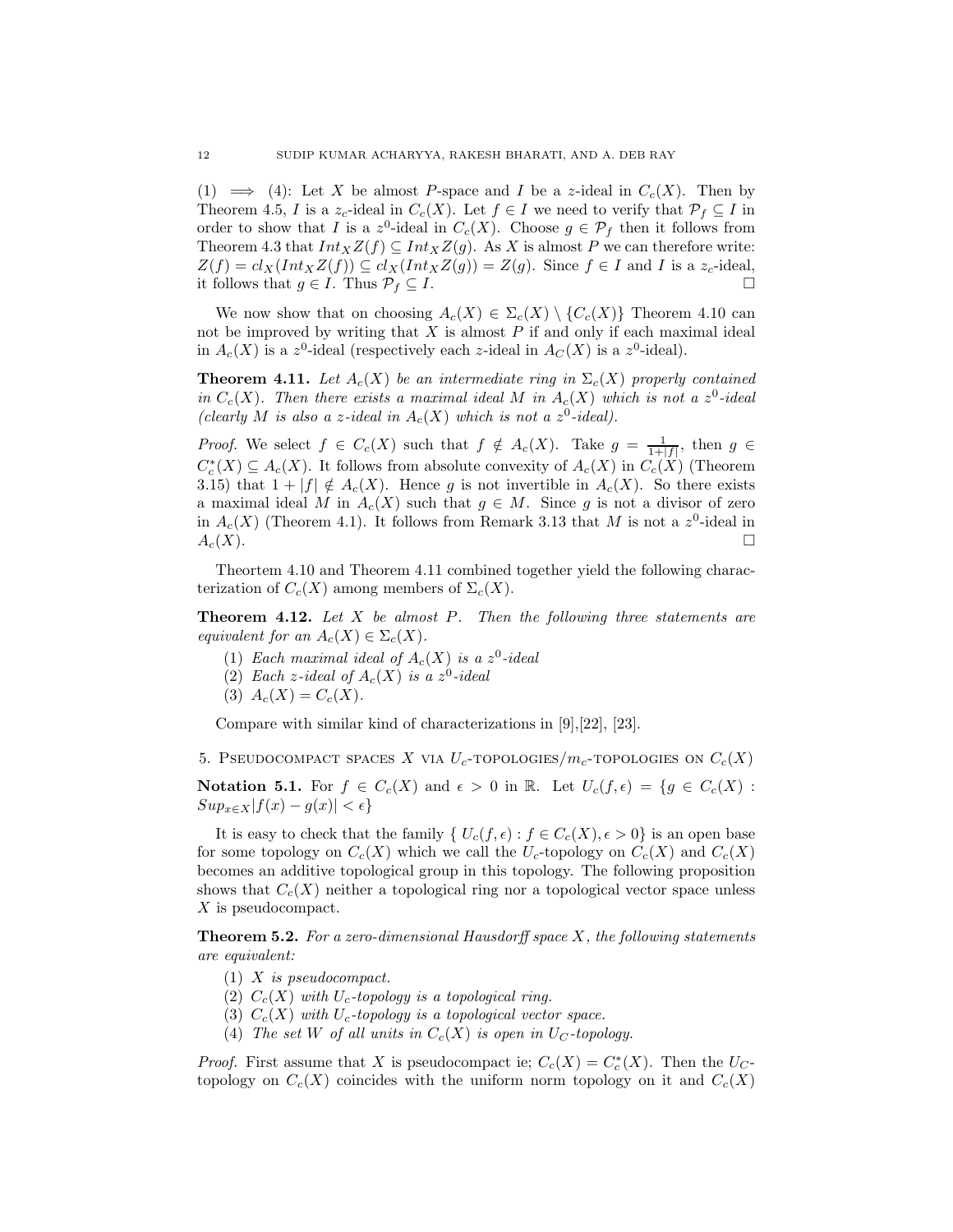(1) $\implies$ (4): Let $X$ be almost $P$-space and $I$ be a $z$-ideal in $C_c(X)$. Then by Theorem 4.5, $I$ is a $z_c$-ideal in $C_c(X)$. Let $f \in I$ we need to verify that $\mathcal{P}_f \subseteq I$ in order to show that $I$ is a $z^0$-ideal in $C_c(X)$. Choose $g \in \mathcal{P}_f$ then it follows from Theorem 4.3 that $Int_X Z(f) \subseteq Int_X Z(g)$. As $X$ is almost $P$ we can therefore write: $Z(f) = cl_X(Int_X Z(f)) \subseteq cl_X(Int_X Z(g)) = Z(g)$. Since $f \in I$ and $I$ is a $z_c$-ideal, it follows that $g \in I$. Thus $\mathcal{P}_f \subseteq I$. □

We now show that on choosing $A_c(X) \in \Sigma_c(X) \setminus \{C_c(X)\}$ Theorem 4.10 can not be improved by writing that $X$ is almost $P$ if and only if each maximal ideal in $A_c(X)$ is a $z^0$-ideal (respectively each $z$-ideal in $A_C(X)$ is a $z^0$-ideal).

**Theorem 4.11.** *Let $A_c(X)$ be an intermediate ring in $\Sigma_c(X)$ properly contained in $C_c(X)$. Then there exists a maximal ideal $M$ in $A_c(X)$ which is not a $z^0$-ideal (clearly $M$ is also a $z$-ideal in $A_c(X)$ which is not a $z^0$-ideal).*

*Proof.* We select $f \in C_c(X)$ such that $f \notin A_c(X)$. Take $g = \frac{1}{1+|f|}$, then $g \in C_c^*(X) \subseteq A_c(X)$. It follows from absolute convexity of $A_c(X)$ in $C_c(X)$ (Theorem 3.15) that $1 + |f| \notin A_c(X)$. Hence $g$ is not invertible in $A_c(X)$. So there exists a maximal ideal $M$ in $A_c(X)$ such that $g \in M$. Since $g$ is not a divisor of zero in $A_c(X)$ (Theorem 4.1). It follows from Remark 3.13 that $M$ is not a $z^0$-ideal in $A_c(X)$. □

Theortem 4.10 and Theorem 4.11 combined together yield the following characterization of $C_c(X)$ among members of $\Sigma_c(X)$.

**Theorem 4.12.** *Let $X$ be almost $P$. Then the following three statements are equivalent for an $A_c(X) \in \Sigma_c(X)$.*

1. *Each maximal ideal of $A_c(X)$ is a $z^0$-ideal*
2. *Each $z$-ideal of $A_c(X)$ is a $z^0$-ideal*
3. *$A_c(X) = C_c(X)$.*

Compare with similar kind of characterizations in [9],[22], [23].

## 5. Pseudocompact spaces $X$ via $U_c$-topologies/$m_c$-topologies on $C_c(X)$

**Notation 5.1.** For $f \in C_c(X)$ and $\epsilon > 0$ in $\mathbb{R}$. Let $U_c(f, \epsilon) = \{g \in C_c(X) : Sup_{x \in X}|f(x) - g(x)| < \epsilon\}$

It is easy to check that the family $\{ U_c(f, \epsilon) : f \in C_c(X), \epsilon > 0\}$ is an open base for some topology on $C_c(X)$ which we call the $U_c$-topology on $C_c(X)$ and $C_c(X)$ becomes an additive topological group in this topology. The following proposition shows that $C_c(X)$ neither a topological ring nor a topological vector space unless $X$ is pseudocompact.

**Theorem 5.2.** *For a zero-dimensional Hausdorff space $X$, the following statements are equivalent:*

1. *$X$ is pseudocompact.*
2. *$C_c(X)$ with $U_c$-topology is a topological ring.*
3. *$C_c(X)$ with $U_c$-topology is a topological vector space.*
4. *The set $W$ of all units in $C_c(X)$ is open in $U_C$-topology.*

*Proof.* First assume that $X$ is pseudocompact ie; $C_c(X) = C_c^*(X)$. Then the $U_C$-topology on $C_c(X)$ coincides with the uniform norm topology on it and $C_c(X)$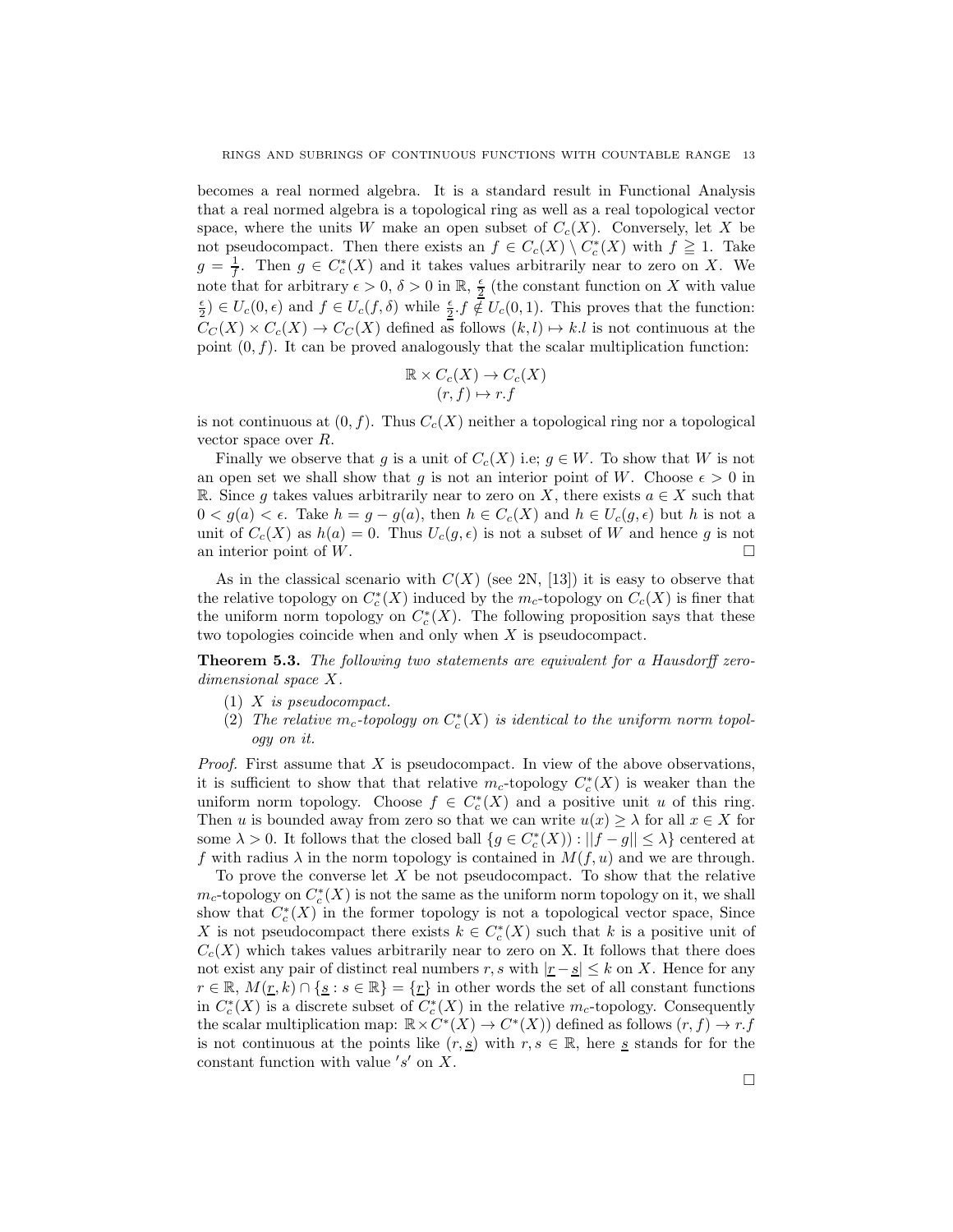becomes a real normed algebra. It is a standard result in Functional Analysis that a real normed algebra is a topological ring as well as a real topological vector space, where the units $W$ make an open subset of $C_c(X)$. Conversely, let $X$ be not pseudocompact. Then there exists an $f \in C_c(X) \setminus C_c^*(X)$ with $f \geqq 1$. Take $g = \frac{1}{f}$. Then $g \in C_c^*(X)$ and it takes values arbitrarily near to zero on $X$. We note that for arbitrary $\epsilon > 0$, $\delta > 0$ in $\mathbb{R}$, $\underline{\frac{\epsilon}{2}}$ (the constant function on $X$ with value $\frac{\epsilon}{2}$) $\in U_c(0, \epsilon)$ and $f \in U_c(f, \delta)$ while $\underline{\frac{\epsilon}{2}}.f \notin U_c(0,1)$. This proves that the function: $C_C(X) \times C_c(X) \to C_C(X)$ defined as follows $(k,l) \mapsto k.l$ is not continuous at the point $(0, f)$. It can be proved analogously that the scalar multiplication function:

$$\mathbb{R} \times C_c(X) \to C_c(X)$$
$$(r, f) \mapsto r.f$$

is not continuous at $(0, f)$. Thus $C_c(X)$ neither a topological ring nor a topological vector space over $R$.

Finally we observe that $g$ is a unit of $C_c(X)$ i.e; $g \in W$. To show that $W$ is not an open set we shall show that $g$ is not an interior point of $W$. Choose $\epsilon > 0$ in $\mathbb{R}$. Since $g$ takes values arbitrarily near to zero on $X$, there exists $a \in X$ such that $0 < g(a) < \epsilon$. Take $h = g - g(a)$, then $h \in C_c(X)$ and $h \in U_c(g, \epsilon)$ but $h$ is not a unit of $C_c(X)$ as $h(a) = 0$. Thus $U_c(g, \epsilon)$ is not a subset of $W$ and hence $g$ is not an interior point of $W$. □

As in the classical scenario with $C(X)$ (see 2N, [13]) it is easy to observe that the relative topology on $C_c^*(X)$ induced by the $m_c$-topology on $C_c(X)$ is finer that the uniform norm topology on $C_c^*(X)$. The following proposition says that these two topologies coincide when and only when $X$ is pseudocompact.

**Theorem 5.3.** *The following two statements are equivalent for a Hausdorff zero-dimensional space $X$.*

1. *$X$ is pseudocompact.*
2. *The relative $m_c$-topology on $C_c^*(X)$ is identical to the uniform norm topology on it.*

*Proof.* First assume that $X$ is pseudocompact. In view of the above observations, it is sufficient to show that that relative $m_c$-topology $C_c^*(X)$ is weaker than the uniform norm topology. Choose $f \in C_c^*(X)$ and a positive unit $u$ of this ring. Then $u$ is bounded away from zero so that we can write $u(x) \geq \lambda$ for all $x \in X$ for some $\lambda > 0$. It follows that the closed ball $\{g \in C_c^*(X)) : ||f - g|| \leq \lambda\}$ centered at $f$ with radius $\lambda$ in the norm topology is contained in $M(f, u)$ and we are through.

To prove the converse let $X$ be not pseudocompact. To show that the relative $m_c$-topology on $C_c^*(X)$ is not the same as the uniform norm topology on it, we shall show that $C_c^*(X)$ in the former topology is not a topological vector space, Since $X$ is not pseudocompact there exists $k \in C_c^*(X)$ such that $k$ is a positive unit of $C_c(X)$ which takes values arbitrarily near to zero on X. It follows that there does not exist any pair of distinct real numbers $r, s$ with $|\underline{r} - \underline{s}| \leq k$ on $X$. Hence for any $r \in \mathbb{R}$, $M(\underline{r}, k) \cap \{\underline{s} : s \in \mathbb{R}\} = \{\underline{r}\}$ in other words the set of all constant functions in $C_c^*(X)$ is a discrete subset of $C_c^*(X)$ in the relative $m_c$-topology. Consequently the scalar multiplication map: $\mathbb{R} \times C^*(X) \to C^*(X))$ defined as follows $(r, f) \to r.f$ is not continuous at the points like $(r, \underline{s})$ with $r, s \in \mathbb{R}$, here $\underline{s}$ stands for for the constant function with value $'s'$ on $X$.

□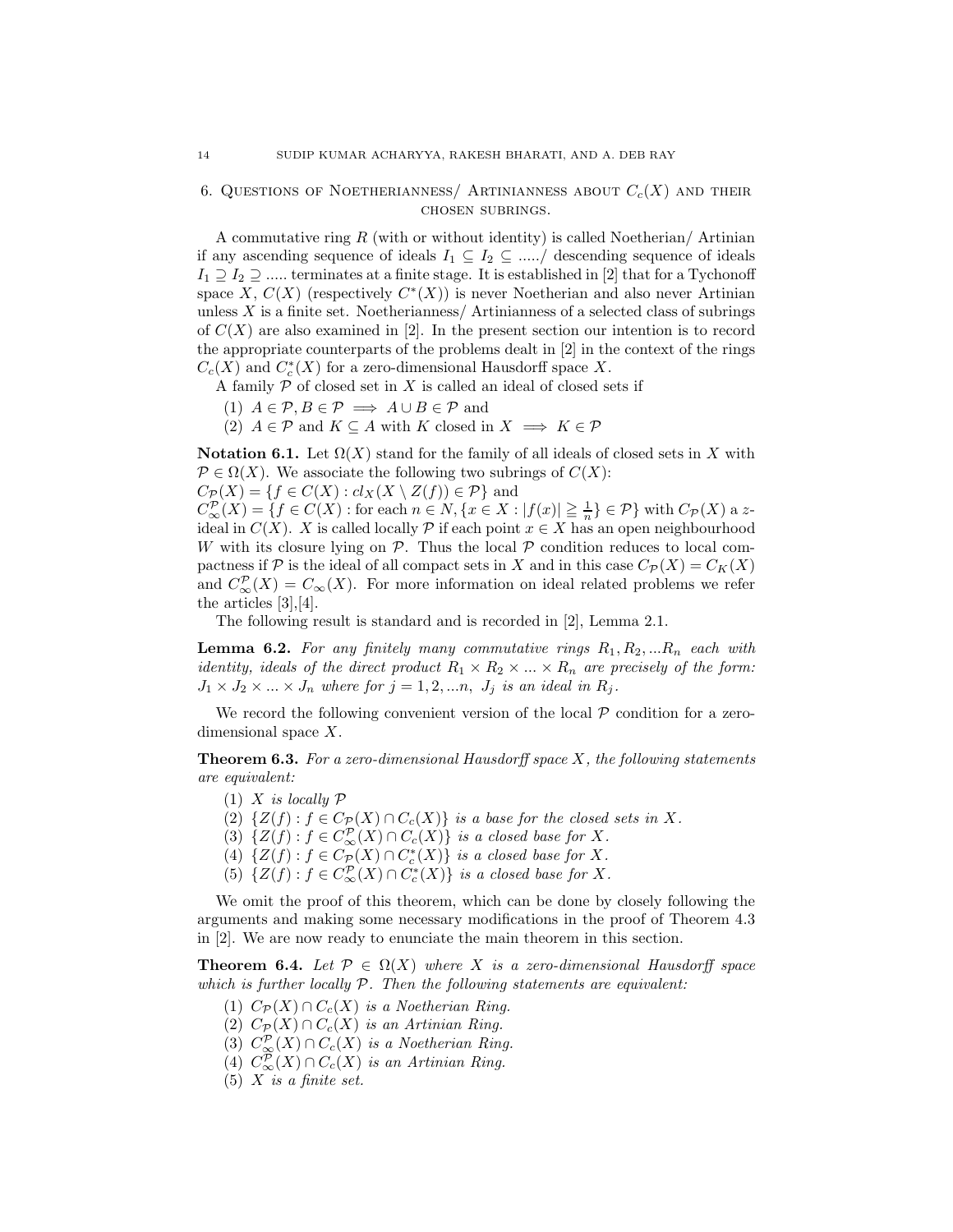## 6. Questions of Noetherianness/ Artinianness about $C_c(X)$ and their chosen subrings.

A commutative ring $R$ (with or without identity) is called Noetherian/ Artinian if any ascending sequence of ideals $I_1 \subseteq I_2 \subseteq .....$/ descending sequence of ideals $I_1 \supseteq I_2 \supseteq .....$ terminates at a finite stage. It is established in [2] that for a Tychonoff space $X$, $C(X)$ (respectively $C^*(X)$) is never Noetherian and also never Artinian unless $X$ is a finite set. Noetherianness/ Artinianness of a selected class of subrings of $C(X)$ are also examined in [2]. In the present section our intention is to record the appropriate counterparts of the problems dealt in [2] in the context of the rings $C_c(X)$ and $C_c^*(X)$ for a zero-dimensional Hausdorff space $X$.

A family $\mathcal{P}$ of closed set in $X$ is called an ideal of closed sets if

(1) $A \in \mathcal{P}, B \in \mathcal{P} \implies A \cup B \in \mathcal{P}$ and
(2) $A \in \mathcal{P}$ and $K \subseteq A$ with $K$ closed in $X \implies K \in \mathcal{P}$

**Notation 6.1.** Let $\Omega(X)$ stand for the family of all ideals of closed sets in $X$ with $\mathcal{P} \in \Omega(X)$. We associate the following two subrings of $C(X)$:
$C_{\mathcal{P}}(X) = \{f \in C(X) : cl_X(X \setminus Z(f)) \in \mathcal{P}\}$ and
$C_{\infty}^{\mathcal{P}}(X) = \{f \in C(X) : \text{for each } n \in N, \{x \in X : |f(x)| \geqq \frac{1}{n}\} \in \mathcal{P}\}$ with $C_{\mathcal{P}}(X)$ a $z$-ideal in $C(X)$. $X$ is called locally $\mathcal{P}$ if each point $x \in X$ has an open neighbourhood $W$ with its closure lying on $\mathcal{P}$. Thus the local $\mathcal{P}$ condition reduces to local compactness if $\mathcal{P}$ is the ideal of all compact sets in $X$ and in this case $C_{\mathcal{P}}(X) = C_K(X)$ and $C_{\infty}^{\mathcal{P}}(X) = C_{\infty}(X)$. For more information on ideal related problems we refer the articles [3],[4].

The following result is standard and is recorded in [2], Lemma 2.1.

**Lemma 6.2.** *For any finitely many commutative rings $R_1, R_2, ...R_n$ each with identity, ideals of the direct product $R_1 \times R_2 \times ... \times R_n$ are precisely of the form: $J_1 \times J_2 \times ... \times J_n$ where for $j = 1, 2, ...n$, $J_j$ is an ideal in $R_j$.*

We record the following convenient version of the local $\mathcal{P}$ condition for a zero-dimensional space $X$.

**Theorem 6.3.** *For a zero-dimensional Hausdorff space $X$, the following statements are equivalent:*

(1) *$X$ is locally $\mathcal{P}$*
(2) *$\{Z(f) : f \in C_{\mathcal{P}}(X) \cap C_c(X)\}$ is a base for the closed sets in $X$.*
(3) *$\{Z(f) : f \in C_{\infty}^{\mathcal{P}}(X) \cap C_c(X)\}$ is a closed base for $X$.*
(4) *$\{Z(f) : f \in C_{\mathcal{P}}(X) \cap C_c^*(X)\}$ is a closed base for $X$.*
(5) *$\{Z(f) : f \in C_{\infty}^{\mathcal{P}}(X) \cap C_c^*(X)\}$ is a closed base for $X$.*

We omit the proof of this theorem, which can be done by closely following the arguments and making some necessary modifications in the proof of Theorem 4.3 in [2]. We are now ready to enunciate the main theorem in this section.

**Theorem 6.4.** *Let $\mathcal{P} \in \Omega(X)$ where $X$ is a zero-dimensional Hausdorff space which is further locally $\mathcal{P}$. Then the following statements are equivalent:*

(1) *$C_{\mathcal{P}}(X) \cap C_c(X)$ is a Noetherian Ring.*
(2) *$C_{\mathcal{P}}(X) \cap C_c(X)$ is an Artinian Ring.*
(3) *$C_{\infty}^{\mathcal{P}}(X) \cap C_c(X)$ is a Noetherian Ring.*
(4) *$C_{\infty}^{\mathcal{P}}(X) \cap C_c(X)$ is an Artinian Ring.*
(5) *$X$ is a finite set.*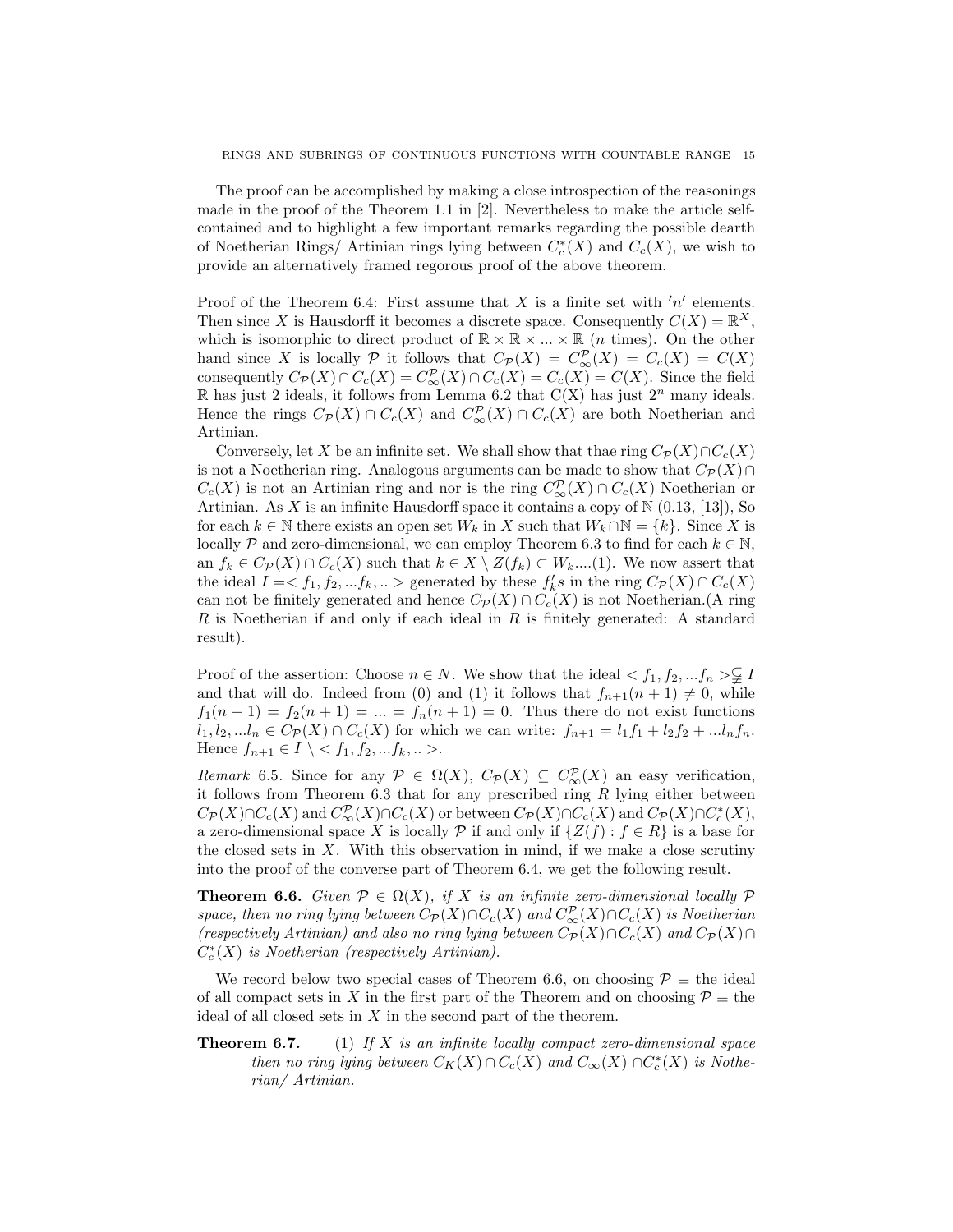The proof can be accomplished by making a close introspection of the reasonings made in the proof of the Theorem 1.1 in [2]. Nevertheless to make the article self-contained and to highlight a few important remarks regarding the possible dearth of Noetherian Rings/ Artinian rings lying between $C_c^*(X)$ and $C_c(X)$, we wish to provide an alternatively framed regorous proof of the above theorem.

Proof of the Theorem 6.4: First assume that $X$ is a finite set with $'n'$ elements. Then since $X$ is Hausdorff it becomes a discrete space. Consequently $C(X) = \mathbb{R}^X$, which is isomorphic to direct product of $\mathbb{R} \times \mathbb{R} \times ... \times \mathbb{R}$ ($n$ times). On the other hand since $X$ is locally $\mathcal{P}$ it follows that $C_{\mathcal{P}}(X) = C_\infty^{\mathcal{P}}(X) = C_c(X) = C(X)$ consequently $C_{\mathcal{P}}(X) \cap C_c(X) = C_\infty^{\mathcal{P}}(X) \cap C_c(X) = C_c(X) = C(X)$. Since the field $\mathbb{R}$ has just 2 ideals, it follows from Lemma 6.2 that C(X) has just $2^n$ many ideals. Hence the rings $C_{\mathcal{P}}(X) \cap C_c(X)$ and $C_\infty^{\mathcal{P}}(X) \cap C_c(X)$ are both Noetherian and Artinian.

Conversely, let $X$ be an infinite set. We shall show that thae ring $C_{\mathcal{P}}(X) \cap C_c(X)$ is not a Noetherian ring. Analogous arguments can be made to show that $C_{\mathcal{P}}(X) \cap C_c(X)$ is not an Artinian ring and nor is the ring $C_\infty^{\mathcal{P}}(X) \cap C_c(X)$ Noetherian or Artinian. As $X$ is an infinite Hausdorff space it contains a copy of $\mathbb{N}$ (0.13, [13]), So for each $k \in \mathbb{N}$ there exists an open set $W_k$ in $X$ such that $W_k \cap \mathbb{N} = \{k\}$. Since $X$ is locally $\mathcal{P}$ and zero-dimensional, we can employ Theorem 6.3 to find for each $k \in \mathbb{N}$, an $f_k \in C_{\mathcal{P}}(X) \cap C_c(X)$ such that $k \in X \setminus Z(f_k) \subset W_k$....(1). We now assert that the ideal $I = < f_1, f_2, ...f_k, .. >$ generated by these $f_k's$ in the ring $C_{\mathcal{P}}(X) \cap C_c(X)$ can not be finitely generated and hence $C_{\mathcal{P}}(X) \cap C_c(X)$ is not Noetherian.(A ring $R$ is Noetherian if and only if each ideal in $R$ is finitely generated: A standard result).

Proof of the assertion: Choose $n \in N$. We show that the ideal $< f_1, f_2, ...f_n > \subsetneqq I$ and that will do. Indeed from (0) and (1) it follows that $f_{n+1}(n+1) \neq 0$, while $f_1(n+1) = f_2(n+1) = ... = f_n(n+1) = 0$. Thus there do not exist functions $l_1, l_2, ...l_n \in C_{\mathcal{P}}(X) \cap C_c(X)$ for which we can write: $f_{n+1} = l_1 f_1 + l_2 f_2 + ...l_n f_n$. Hence $f_{n+1} \in I \setminus < f_1, f_2, ...f_k, .. >$.

*Remark* 6.5. Since for any $\mathcal{P} \in \Omega(X)$, $C_{\mathcal{P}}(X) \subseteq C_\infty^{\mathcal{P}}(X)$ an easy verification, it follows from Theorem 6.3 that for any prescribed ring $R$ lying either between $C_{\mathcal{P}}(X) \cap C_c(X)$ and $C_\infty^{\mathcal{P}}(X) \cap C_c(X)$ or between $C_{\mathcal{P}}(X) \cap C_c(X)$ and $C_{\mathcal{P}}(X) \cap C_c^*(X)$, a zero-dimensional space $X$ is locally $\mathcal{P}$ if and only if $\{Z(f) : f \in R\}$ is a base for the closed sets in $X$. With this observation in mind, if we make a close scrutiny into the proof of the converse part of Theorem 6.4, we get the following result.

**Theorem 6.6.** *Given $\mathcal{P} \in \Omega(X)$, if $X$ is an infinite zero-dimensional locally $\mathcal{P}$ space, then no ring lying between $C_{\mathcal{P}}(X) \cap C_c(X)$ and $C_\infty^{\mathcal{P}}(X) \cap C_c(X)$ is Noetherian (respectively Artinian) and also no ring lying between $C_{\mathcal{P}}(X) \cap C_c(X)$ and $C_{\mathcal{P}}(X) \cap C_c^*(X)$ is Noetherian (respectively Artinian).*

We record below two special cases of Theorem 6.6, on choosing $\mathcal{P} \equiv$ the ideal of all compact sets in $X$ in the first part of the Theorem and on choosing $\mathcal{P} \equiv$ the ideal of all closed sets in $X$ in the second part of the theorem.

**Theorem 6.7.** (1) *If $X$ is an infinite locally compact zero-dimensional space then no ring lying between $C_K(X) \cap C_c(X)$ and $C_\infty(X) \cap C_c^*(X)$ is Nothe-rian/ Artinian.*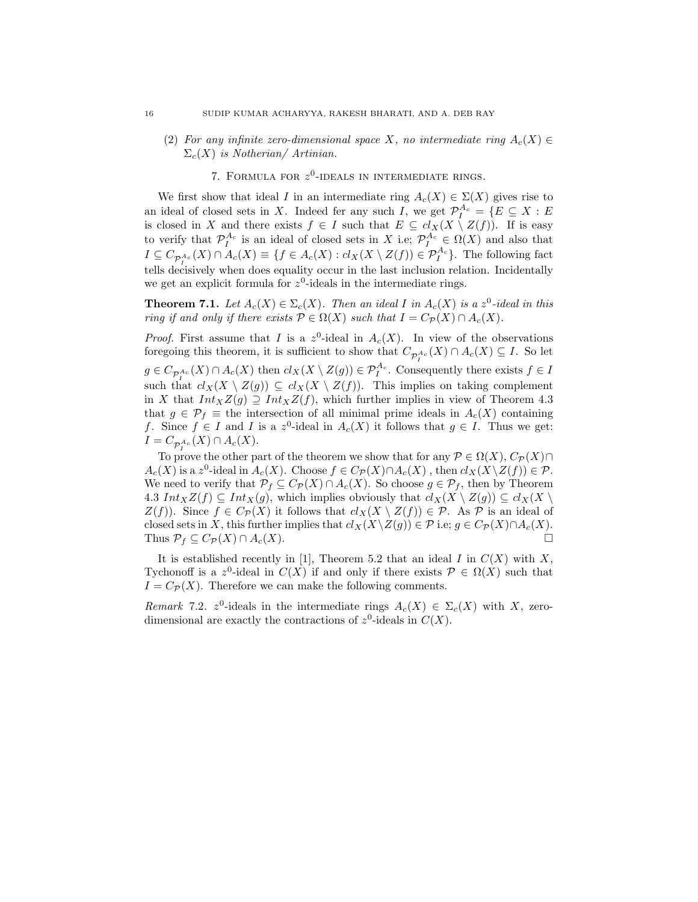(2) *For any infinite zero-dimensional space $X$, no intermediate ring $A_c(X) \in \Sigma_c(X)$ is Notherian/ Artinian.*

## 7. Formula for $z^0$-ideals in intermediate rings.

We first show that ideal $I$ in an intermediate ring $A_c(X) \in \Sigma(X)$ gives rise to an ideal of closed sets in $X$. Indeed fer any such $I$, we get $\mathcal{P}_I^{A_c} = \{E \subseteq X : E$ is closed in $X$ and there exists $f \in I$ such that $E \subseteq cl_X(X \setminus Z(f))$. If is easy to verify that $\mathcal{P}_I^{A_c}$ is an ideal of closed sets in $X$ i.e; $\mathcal{P}_I^{A_c} \in \Omega(X)$ and also that $I \subseteq C_{\mathcal{P}_I^{A_c}}(X) \cap A_c(X) \equiv \{f \in A_c(X) : cl_X(X \setminus Z(f)) \in \mathcal{P}_I^{A_c}\}$. The following fact tells decisively when does equality occur in the last inclusion relation. Incidentally we get an explicit formula for $z^0$-ideals in the intermediate rings.

**Theorem 7.1.** *Let $A_c(X) \in \Sigma_c(X)$. Then an ideal $I$ in $A_c(X)$ is a $z^0$-ideal in this ring if and only if there exists $\mathcal{P} \in \Omega(X)$ such that $I = C_{\mathcal{P}}(X) \cap A_c(X)$.*

*Proof.* First assume that $I$ is a $z^0$-ideal in $A_c(X)$. In view of the observations foregoing this theorem, it is sufficient to show that $C_{\mathcal{P}_I^{A_c}}(X) \cap A_c(X) \subseteq I$. So let $g \in C_{\mathcal{P}_I^{A_c}}(X) \cap A_c(X)$ then $cl_X(X \setminus Z(g)) \in \mathcal{P}_I^{A_c}$. Consequently there exists $f \in I$ such that $cl_X(X \setminus Z(g)) \subseteq cl_X(X \setminus Z(f))$. This implies on taking complement in $X$ that $Int_X Z(g) \supseteq Int_X Z(f)$, which further implies in view of Theorem 4.3 that $g \in \mathcal{P}_f \equiv$ the intersection of all minimal prime ideals in $A_c(X)$ containing $f$. Since $f \in I$ and $I$ is a $z^0$-ideal in $A_c(X)$ it follows that $g \in I$. Thus we get: $I = C_{\mathcal{P}_I^{A_c}}(X) \cap A_c(X)$.

To prove the other part of the theorem we show that for any $\mathcal{P} \in \Omega(X)$, $C_{\mathcal{P}}(X) \cap A_c(X)$ is a $z^0$-ideal in $A_c(X)$. Choose $f \in C_{\mathcal{P}}(X) \cap A_c(X)$ , then $cl_X(X \setminus Z(f)) \in \mathcal{P}$. We need to verify that $\mathcal{P}_f \subseteq C_{\mathcal{P}}(X) \cap A_c(X)$. So choose $g \in \mathcal{P}_f$, then by Theorem 4.3 $Int_X Z(f) \subseteq Int_X(g)$, which implies obviously that $cl_X(X \setminus Z(g)) \subseteq cl_X(X \setminus Z(f))$. Since $f \in C_{\mathcal{P}}(X)$ it follows that $cl_X(X \setminus Z(f)) \in \mathcal{P}$. As $\mathcal{P}$ is an ideal of closed sets in $X$, this further implies that $cl_X(X \setminus Z(g)) \in \mathcal{P}$ i.e; $g \in C_{\mathcal{P}}(X) \cap A_c(X)$. Thus $\mathcal{P}_f \subseteq C_{\mathcal{P}}(X) \cap A_c(X)$. □

It is established recently in [1], Theorem 5.2 that an ideal $I$ in $C(X)$ with $X$, Tychonoff is a $z^0$-ideal in $C(X)$ if and only if there exists $\mathcal{P} \in \Omega(X)$ such that $I = C_{\mathcal{P}}(X)$. Therefore we can make the following comments.

*Remark* 7.2. $z^0$-ideals in the intermediate rings $A_c(X) \in \Sigma_c(X)$ with $X$, zero-dimensional are exactly the contractions of $z^0$-ideals in $C(X)$.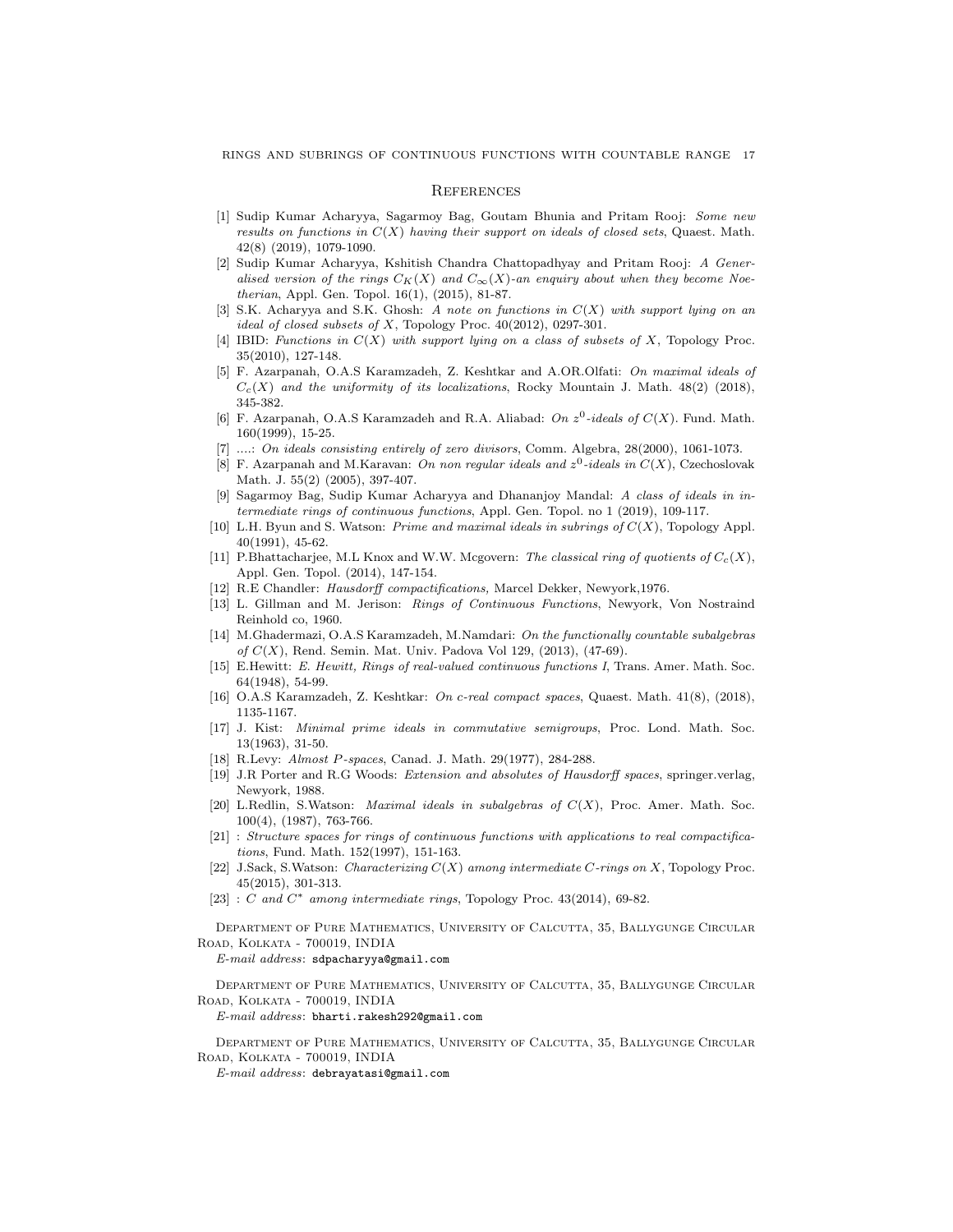## References

[1] Sudip Kumar Acharyya, Sagarmoy Bag, Goutam Bhunia and Pritam Rooj: *Some new results on functions in $C(X)$ having their support on ideals of closed sets*, Quaest. Math. 42(8) (2019), 1079-1090.

[2] Sudip Kumar Acharyya, Kshitish Chandra Chattopadhyay and Pritam Rooj: *A Generalised version of the rings $C_K(X)$ and $C_\infty(X)$-an enquiry about when they become Noetherian*, Appl. Gen. Topol. 16(1), (2015), 81-87.

[3] S.K. Acharyya and S.K. Ghosh: *A note on functions in $C(X)$ with support lying on an ideal of closed subsets of $X$*, Topology Proc. 40(2012), 0297-301.

[4] IBID: *Functions in $C(X)$ with support lying on a class of subsets of $X$*, Topology Proc. 35(2010), 127-148.

[5] F. Azarpanah, O.A.S Karamzadeh, Z. Keshtkar and A.OR.Olfati: *On maximal ideals of $C_c(X)$ and the uniformity of its localizations*, Rocky Mountain J. Math. 48(2) (2018), 345-382.

[6] F. Azarpanah, O.A.S Karamzadeh and R.A. Aliabad: *On $z^0$-ideals of $C(X)$*. Fund. Math. 160(1999), 15-25.

[7] ....: *On ideals consisting entirely of zero divisors*, Comm. Algebra, 28(2000), 1061-1073.

[8] F. Azarpanah and M.Karavan: *On non regular ideals and $z^0$-ideals in $C(X)$*, Czechoslovak Math. J. 55(2) (2005), 397-407.

[9] Sagarmoy Bag, Sudip Kumar Acharyya and Dhananjoy Mandal: *A class of ideals in intermediate rings of continuous functions*, Appl. Gen. Topol. no 1 (2019), 109-117.

[10] L.H. Byun and S. Watson: *Prime and maximal ideals in subrings of $C(X)$*, Topology Appl. 40(1991), 45-62.

[11] P.Bhattacharjee, M.L Knox and W.W. Mcgovern: *The classical ring of quotients of $C_c(X)$*, Appl. Gen. Topol. (2014), 147-154.

[12] R.E Chandler: *Hausdorff compactifications,* Marcel Dekker, Newyork,1976.

[13] L. Gillman and M. Jerison: *Rings of Continuous Functions*, Newyork, Von Nostraind Reinhold co, 1960.

[14] M.Ghadermazi, O.A.S Karamzadeh, M.Namdari: *On the functionally countable subalgebras of $C(X)$*, Rend. Semin. Mat. Univ. Padova Vol 129, (2013), (47-69).

[15] E.Hewitt: *E. Hewitt, Rings of real-valued continuous functions I*, Trans. Amer. Math. Soc. 64(1948), 54-99.

[16] O.A.S Karamzadeh, Z. Keshtkar: *On c-real compact spaces*, Quaest. Math. 41(8), (2018), 1135-1167.

[17] J. Kist: *Minimal prime ideals in commutative semigroups*, Proc. Lond. Math. Soc. 13(1963), 31-50.

[18] R.Levy: *Almost P-spaces*, Canad. J. Math. 29(1977), 284-288.

[19] J.R Porter and R.G Woods: *Extension and absolutes of Hausdorff spaces*, springer.verlag, Newyork, 1988.

[20] L.Redlin, S.Watson: *Maximal ideals in subalgebras of $C(X)$*, Proc. Amer. Math. Soc. 100(4), (1987), 763-766.

[21] : *Structure spaces for rings of continuous functions with applications to real compactifications*, Fund. Math. 152(1997), 151-163.

[22] J.Sack, S.Watson: *Characterizing $C(X)$ among intermediate C-rings on X*, Topology Proc. 45(2015), 301-313.

[23] : *C and $C^*$ among intermediate rings*, Topology Proc. 43(2014), 69-82.

Department of Pure Mathematics, University of Calcutta, 35, Ballygunge Circular Road, Kolkata - 700019, INDIA

*E-mail address*: sdpacharyya@gmail.com

Department of Pure Mathematics, University of Calcutta, 35, Ballygunge Circular Road, Kolkata - 700019, INDIA

*E-mail address*: bharti.rakesh292@gmail.com

Department of Pure Mathematics, University of Calcutta, 35, Ballygunge Circular Road, Kolkata - 700019, INDIA

*E-mail address*: debrayatasi@gmail.com